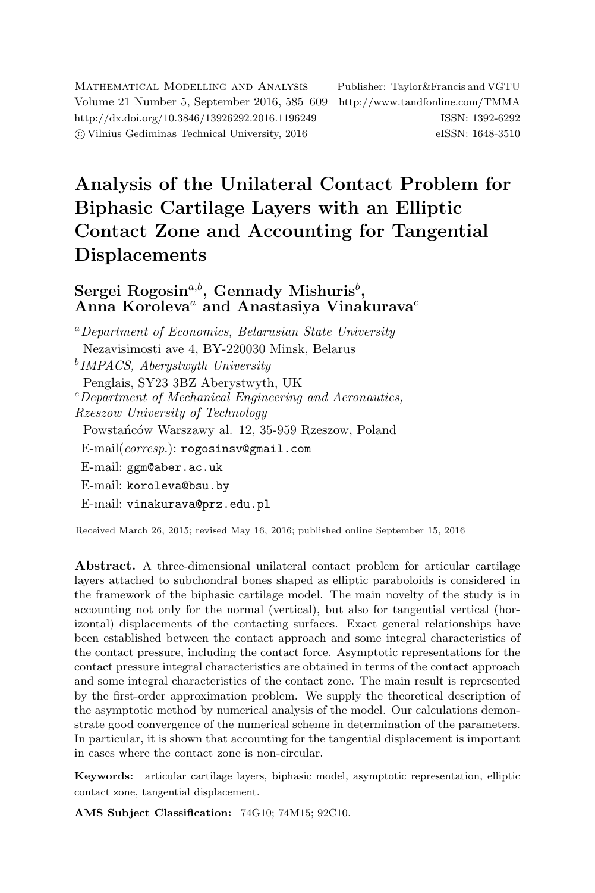# Analysis of the Unilateral Contact Problem for Biphasic Cartilage Layers with an Elliptic Contact Zone and Accounting for Tangential Displacements

**Sergei Rogosin**[a,b], **Gennady Mishuris**[b], **Anna Koroleva**[a] **and Anastasiya Vinakurava**[c]

[a] *Department of Economics, Belarusian State University*
Nezavisimosti ave 4, BY-220030 Minsk, Belarus

[b] *IMPACS, Aberystwyth University*
Penglais, SY23 3BZ Aberystwyth, UK

[c] *Department of Mechanical Engineering and Aeronautics, Rzeszow University of Technology*
Powstańców Warszawy al. 12, 35-959 Rzeszow, Poland

E-mail(*corresp.*): rogosinsv@gmail.com
E-mail: ggm@aber.ac.uk
E-mail: koroleva@bsu.by
E-mail: vinakurava@prz.edu.pl

Received March 26, 2015; revised May 16, 2016; published online September 15, 2016

**Abstract.** A three-dimensional unilateral contact problem for articular cartilage layers attached to subchondral bones shaped as elliptic paraboloids is considered in the framework of the biphasic cartilage model. The main novelty of the study is in accounting not only for the normal (vertical), but also for tangential vertical (horizontal) displacements of the contacting surfaces. Exact general relationships have been established between the contact approach and some integral characteristics of the contact pressure, including the contact force. Asymptotic representations for the contact pressure integral characteristics are obtained in terms of the contact approach and some integral characteristics of the contact zone. The main result is represented by the first-order approximation problem. We supply the theoretical description of the asymptotic method by numerical analysis of the model. Our calculations demonstrate good convergence of the numerical scheme in determination of the parameters. In particular, it is shown that accounting for the tangential displacement is important in cases where the contact zone is non-circular.

**Keywords:** articular cartilage layers, biphasic model, asymptotic representation, elliptic contact zone, tangential displacement.

**AMS Subject Classification:** 74G10; 74M15; 92C10.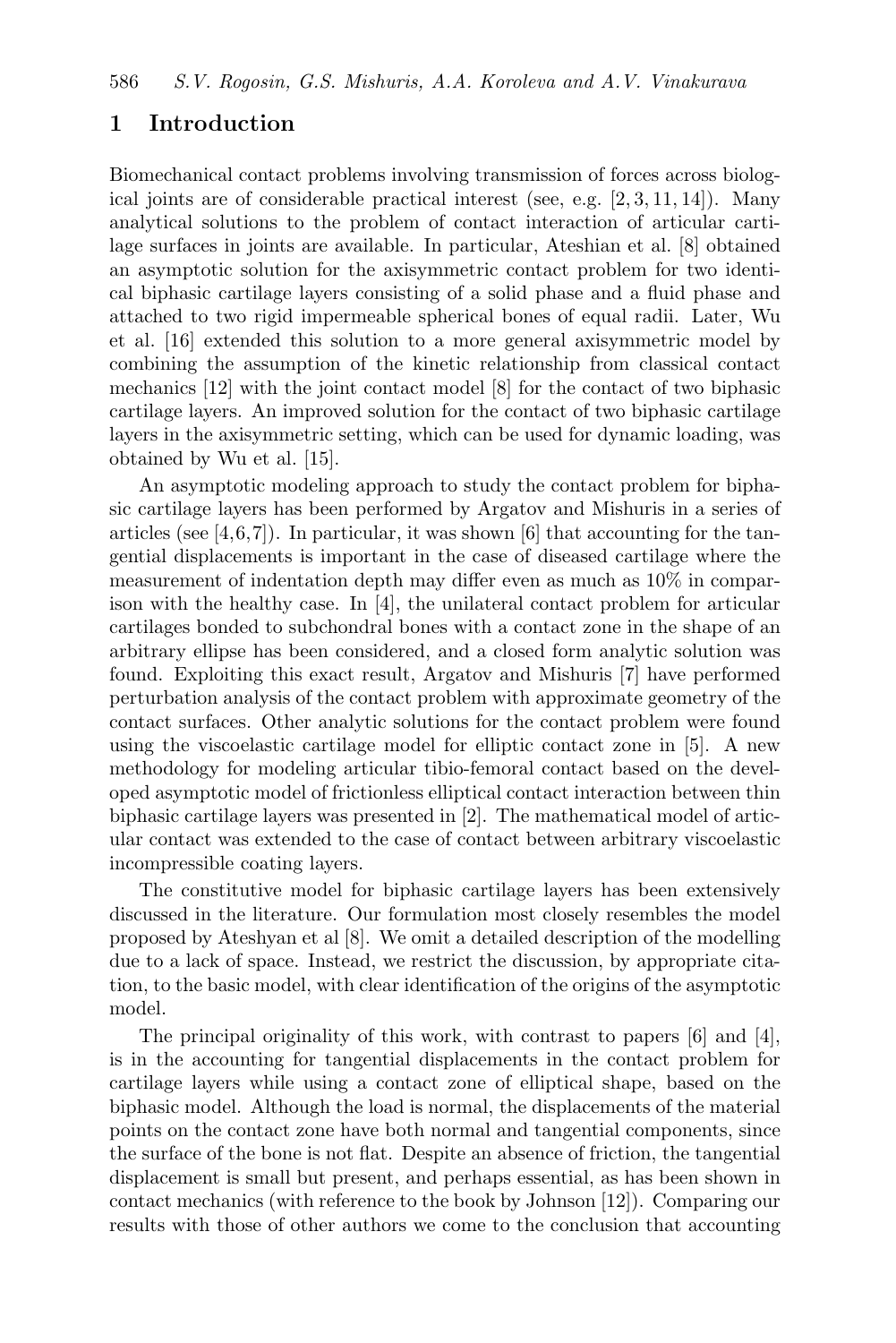## 1 Introduction

Biomechanical contact problems involving transmission of forces across biological joints are of considerable practical interest (see, e.g. [2, 3, 11, 14]). Many analytical solutions to the problem of contact interaction of articular cartilage surfaces in joints are available. In particular, Ateshian et al. [8] obtained an asymptotic solution for the axisymmetric contact problem for two identical biphasic cartilage layers consisting of a solid phase and a fluid phase and attached to two rigid impermeable spherical bones of equal radii. Later, Wu et al. [16] extended this solution to a more general axisymmetric model by combining the assumption of the kinetic relationship from classical contact mechanics [12] with the joint contact model [8] for the contact of two biphasic cartilage layers. An improved solution for the contact of two biphasic cartilage layers in the axisymmetric setting, which can be used for dynamic loading, was obtained by Wu et al. [15].

An asymptotic modeling approach to study the contact problem for biphasic cartilage layers has been performed by Argatov and Mishuris in a series of articles (see [4,6,7]). In particular, it was shown [6] that accounting for the tangential displacements is important in the case of diseased cartilage where the measurement of indentation depth may differ even as much as 10% in comparison with the healthy case. In [4], the unilateral contact problem for articular cartilages bonded to subchondral bones with a contact zone in the shape of an arbitrary ellipse has been considered, and a closed form analytic solution was found. Exploiting this exact result, Argatov and Mishuris [7] have performed perturbation analysis of the contact problem with approximate geometry of the contact surfaces. Other analytic solutions for the contact problem were found using the viscoelastic cartilage model for elliptic contact zone in [5]. A new methodology for modeling articular tibio-femoral contact based on the developed asymptotic model of frictionless elliptical contact interaction between thin biphasic cartilage layers was presented in [2]. The mathematical model of articular contact was extended to the case of contact between arbitrary viscoelastic incompressible coating layers.

The constitutive model for biphasic cartilage layers has been extensively discussed in the literature. Our formulation most closely resembles the model proposed by Ateshyan et al [8]. We omit a detailed description of the modelling due to a lack of space. Instead, we restrict the discussion, by appropriate citation, to the basic model, with clear identification of the origins of the asymptotic model.

The principal originality of this work, with contrast to papers [6] and [4], is in the accounting for tangential displacements in the contact problem for cartilage layers while using a contact zone of elliptical shape, based on the biphasic model. Although the load is normal, the displacements of the material points on the contact zone have both normal and tangential components, since the surface of the bone is not flat. Despite an absence of friction, the tangential displacement is small but present, and perhaps essential, as has been shown in contact mechanics (with reference to the book by Johnson [12]). Comparing our results with those of other authors we come to the conclusion that accounting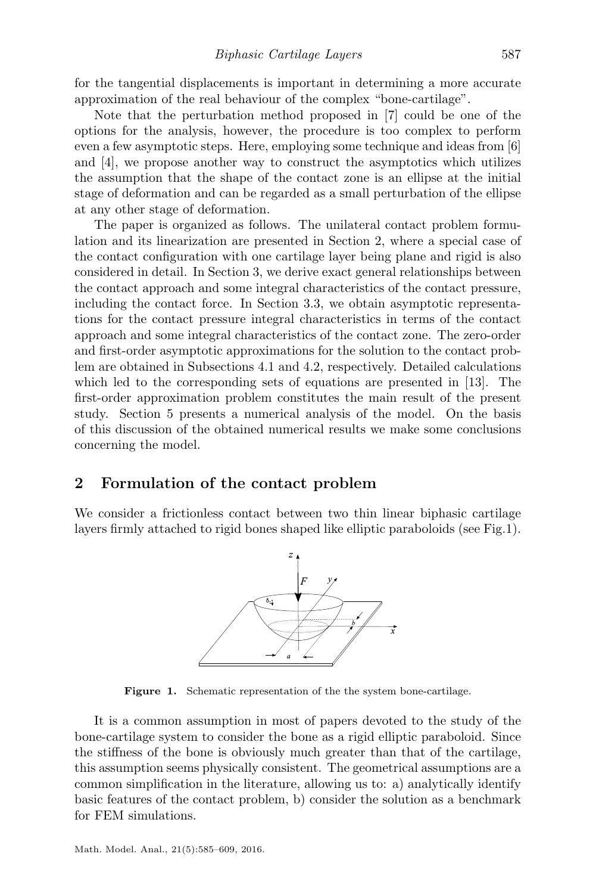for the tangential displacements is important in determining a more accurate approximation of the real behaviour of the complex "bone-cartilage".

Note that the perturbation method proposed in [7] could be one of the options for the analysis, however, the procedure is too complex to perform even a few asymptotic steps. Here, employing some technique and ideas from [6] and [4], we propose another way to construct the asymptotics which utilizes the assumption that the shape of the contact zone is an ellipse at the initial stage of deformation and can be regarded as a small perturbation of the ellipse at any other stage of deformation.

The paper is organized as follows. The unilateral contact problem formulation and its linearization are presented in Section 2, where a special case of the contact configuration with one cartilage layer being plane and rigid is also considered in detail. In Section 3, we derive exact general relationships between the contact approach and some integral characteristics of the contact pressure, including the contact force. In Section 3.3, we obtain asymptotic representations for the contact pressure integral characteristics in terms of the contact approach and some integral characteristics of the contact zone. The zero-order and first-order asymptotic approximations for the solution to the contact problem are obtained in Subsections 4.1 and 4.2, respectively. Detailed calculations which led to the corresponding sets of equations are presented in [13]. The first-order approximation problem constitutes the main result of the present study. Section 5 presents a numerical analysis of the model. On the basis of this discussion of the obtained numerical results we make some conclusions concerning the model.

## 2 Formulation of the contact problem

We consider a frictionless contact between two thin linear biphasic cartilage layers firmly attached to rigid bones shaped like elliptic paraboloids (see Fig.1).

**Figure 1.** Schematic representation of the the system bone-cartilage.

It is a common assumption in most of papers devoted to the study of the bone-cartilage system to consider the bone as a rigid elliptic paraboloid. Since the stiffness of the bone is obviously much greater than that of the cartilage, this assumption seems physically consistent. The geometrical assumptions are a common simplification in the literature, allowing us to: a) analytically identify basic features of the contact problem, b) consider the solution as a benchmark for FEM simulations.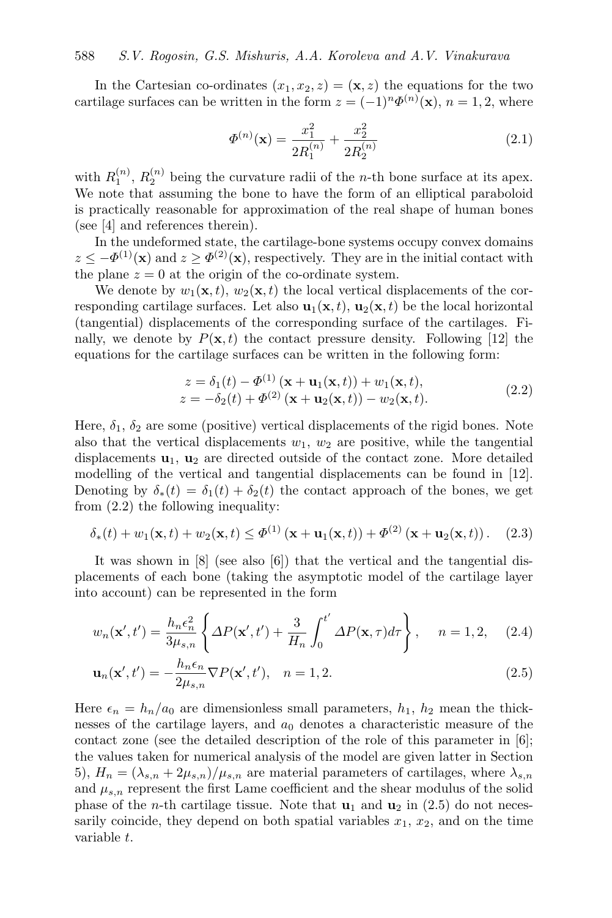In the Cartesian co-ordinates $(x_1, x_2, z) = (\mathbf{x}, z)$ the equations for the two cartilage surfaces can be written in the form $z = (-1)^n \Phi^{(n)}(\mathbf{x})$, $n = 1, 2$, where

$$\Phi^{(n)}(\mathbf{x}) = \frac{x_1^2}{2R_1^{(n)}} + \frac{x_2^2}{2R_2^{(n)}} \tag{2.1}$$

with $R_1^{(n)}$, $R_2^{(n)}$ being the curvature radii of the $n$-th bone surface at its apex. We note that assuming the bone to have the form of an elliptical paraboloid is practically reasonable for approximation of the real shape of human bones (see [4] and references therein).

In the undeformed state, the cartilage-bone systems occupy convex domains $z \leq -\Phi^{(1)}(\mathbf{x})$ and $z \geq \Phi^{(2)}(\mathbf{x})$, respectively. They are in the initial contact with the plane $z = 0$ at the origin of the co-ordinate system.

We denote by $w_1(\mathbf{x}, t)$, $w_2(\mathbf{x}, t)$ the local vertical displacements of the corresponding cartilage surfaces. Let also $\mathbf{u}_1(\mathbf{x}, t)$, $\mathbf{u}_2(\mathbf{x}, t)$ be the local horizontal (tangential) displacements of the corresponding surface of the cartilages. Finally, we denote by $P(\mathbf{x}, t)$ the contact pressure density. Following [12] the equations for the cartilage surfaces can be written in the following form:

$$\begin{aligned} z &= \delta_1(t) - \Phi^{(1)}\left(\mathbf{x} + \mathbf{u}_1(\mathbf{x}, t)\right) + w_1(\mathbf{x}, t), \\ z &= -\delta_2(t) + \Phi^{(2)}\left(\mathbf{x} + \mathbf{u}_2(\mathbf{x}, t)\right) - w_2(\mathbf{x}, t). \end{aligned} \tag{2.2}$$

Here, $\delta_1$, $\delta_2$ are some (positive) vertical displacements of the rigid bones. Note also that the vertical displacements $w_1$, $w_2$ are positive, while the tangential displacements $\mathbf{u}_1$, $\mathbf{u}_2$ are directed outside of the contact zone. More detailed modelling of the vertical and tangential displacements can be found in [12]. Denoting by $\delta_*(t) = \delta_1(t) + \delta_2(t)$ the contact approach of the bones, we get from (2.2) the following inequality:

$$\delta_*(t) + w_1(\mathbf{x}, t) + w_2(\mathbf{x}, t) \leq \Phi^{(1)}\left(\mathbf{x} + \mathbf{u}_1(\mathbf{x}, t)\right) + \Phi^{(2)}\left(\mathbf{x} + \mathbf{u}_2(\mathbf{x}, t)\right). \tag{2.3}$$

It was shown in [8] (see also [6]) that the vertical and the tangential displacements of each bone (taking the asymptotic model of the cartilage layer into account) can be represented in the form

$$w_n(\mathbf{x}', t') = \frac{h_n \epsilon_n^2}{3\mu_{s,n}} \left\{ \Delta P(\mathbf{x}', t') + \frac{3}{H_n} \int_0^{t'} \Delta P(\mathbf{x}, \tau) d\tau \right\}, \quad n = 1, 2, \tag{2.4}$$

$$\mathbf{u}_n(\mathbf{x}', t') = -\frac{h_n \epsilon_n}{2\mu_{s,n}} \nabla P(\mathbf{x}', t'), \quad n = 1, 2. \tag{2.5}$$

Here $\epsilon_n = h_n/a_0$ are dimensionless small parameters, $h_1$, $h_2$ mean the thicknesses of the cartilage layers, and $a_0$ denotes a characteristic measure of the contact zone (see the detailed description of the role of this parameter in [6]; the values taken for numerical analysis of the model are given latter in Section 5), $H_n = (\lambda_{s,n} + 2\mu_{s,n})/\mu_{s,n}$ are material parameters of cartilages, where $\lambda_{s,n}$ and $\mu_{s,n}$ represent the first Lame coefficient and the shear modulus of the solid phase of the $n$-th cartilage tissue. Note that $\mathbf{u}_1$ and $\mathbf{u}_2$ in (2.5) do not necessarily coincide, they depend on both spatial variables $x_1$, $x_2$, and on the time variable $t$.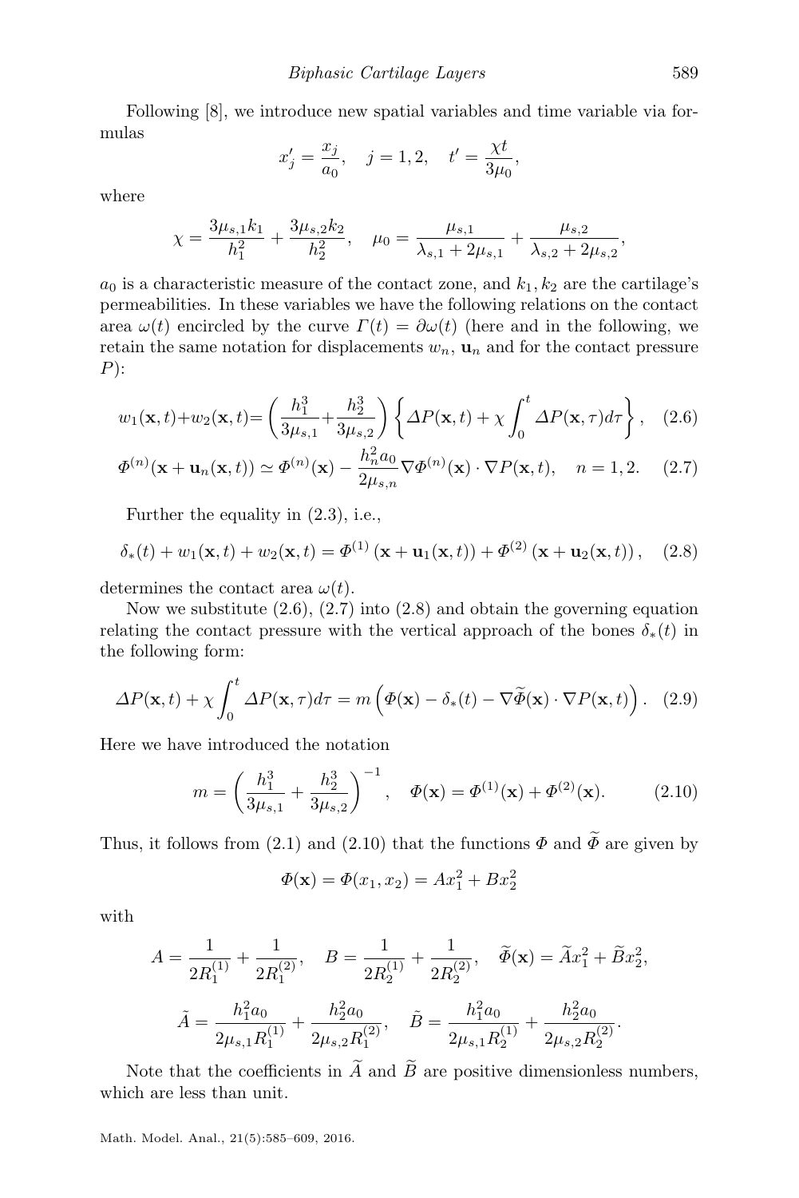Following [8], we introduce new spatial variables and time variable via formulas

$$x_j' = \frac{x_j}{a_0}, \quad j = 1, 2, \quad t' = \frac{\chi t}{3\mu_0},$$

where

$$\chi = \frac{3\mu_{s,1}k_1}{h_1^2} + \frac{3\mu_{s,2}k_2}{h_2^2}, \quad \mu_0 = \frac{\mu_{s,1}}{\lambda_{s,1} + 2\mu_{s,1}} + \frac{\mu_{s,2}}{\lambda_{s,2} + 2\mu_{s,2}},$$

$a_0$ is a characteristic measure of the contact zone, and $k_1, k_2$ are the cartilage's permeabilities. In these variables we have the following relations on the contact area $\omega(t)$ encircled by the curve $\Gamma(t) = \partial\omega(t)$ (here and in the following, we retain the same notation for displacements $w_n$, $\mathbf{u}_n$ and for the contact pressure $P$):

$$w_1(\mathbf{x}, t) + w_2(\mathbf{x}, t) = \left( \frac{h_1^3}{3\mu_{s,1}} + \frac{h_2^3}{3\mu_{s,2}} \right) \left\{ \Delta P(\mathbf{x}, t) + \chi \int_0^t \Delta P(\mathbf{x}, \tau) d\tau \right\}, \quad (2.6)$$

$$\Phi^{(n)}(\mathbf{x} + \mathbf{u}_n(\mathbf{x}, t)) \simeq \Phi^{(n)}(\mathbf{x}) - \frac{h_n^2 a_0}{2\mu_{s,n}} \nabla\Phi^{(n)}(\mathbf{x}) \cdot \nabla P(\mathbf{x}, t), \quad n = 1, 2. \quad (2.7)$$

Further the equality in (2.3), i.e.,

$$\delta_*(t) + w_1(\mathbf{x}, t) + w_2(\mathbf{x}, t) = \Phi^{(1)}(\mathbf{x} + \mathbf{u}_1(\mathbf{x}, t)) + \Phi^{(2)}(\mathbf{x} + \mathbf{u}_2(\mathbf{x}, t)), \quad (2.8)$$

determines the contact area $\omega(t)$.

Now we substitute (2.6), (2.7) into (2.8) and obtain the governing equation relating the contact pressure with the vertical approach of the bones $\delta_*(t)$ in the following form:

$$\Delta P(\mathbf{x}, t) + \chi \int_0^t \Delta P(\mathbf{x}, \tau) d\tau = m \left( \Phi(\mathbf{x}) - \delta_*(t) - \nabla\widetilde{\Phi}(\mathbf{x}) \cdot \nabla P(\mathbf{x}, t) \right). \quad (2.9)$$

Here we have introduced the notation

$$m = \left( \frac{h_1^3}{3\mu_{s,1}} + \frac{h_2^3}{3\mu_{s,2}} \right)^{-1}, \quad \Phi(\mathbf{x}) = \Phi^{(1)}(\mathbf{x}) + \Phi^{(2)}(\mathbf{x}). \quad (2.10)$$

Thus, it follows from (2.1) and (2.10) that the functions $\Phi$ and $\widetilde{\Phi}$ are given by

$$\Phi(\mathbf{x}) = \Phi(x_1, x_2) = Ax_1^2 + Bx_2^2$$

with

$$A = \frac{1}{2R_1^{(1)}} + \frac{1}{2R_1^{(2)}}, \quad B = \frac{1}{2R_2^{(1)}} + \frac{1}{2R_2^{(2)}}, \quad \widetilde{\Phi}(\mathbf{x}) = \widetilde{A}x_1^2 + \widetilde{B}x_2^2,$$

$$\tilde{A} = \frac{h_1^2 a_0}{2\mu_{s,1} R_1^{(1)}} + \frac{h_2^2 a_0}{2\mu_{s,2} R_1^{(2)}}, \quad \tilde{B} = \frac{h_1^2 a_0}{2\mu_{s,1} R_2^{(1)}} + \frac{h_2^2 a_0}{2\mu_{s,2} R_2^{(2)}}.$$

Note that the coefficients in $\widetilde{A}$ and $\widetilde{B}$ are positive dimensionless numbers, which are less than unit.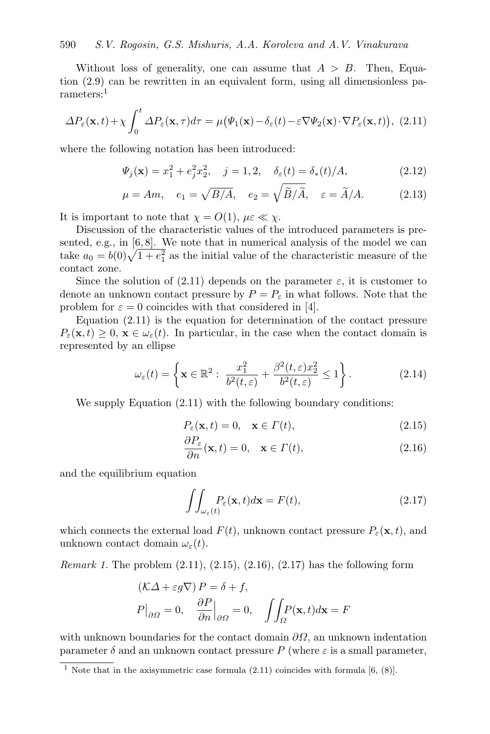Without loss of generality, one can assume that $A > B$. Then, Equation (2.9) can be rewritten in an equivalent form, using all dimensionless parameters:[1]

$$\Delta P_\varepsilon(\mathbf{x},t)+\chi\int_0^t \Delta P_\varepsilon(\mathbf{x},\tau)d\tau = \mu\big(\Psi_1(\mathbf{x})-\delta_\varepsilon(t)-\varepsilon\nabla\Psi_2(\mathbf{x})\cdot\nabla P_\varepsilon(\mathbf{x},t)\big), \quad (2.11)$$

where the following notation has been introduced:

$$\Psi_j(\mathbf{x}) = x_1^2 + e_j^2 x_2^2, \quad j=1,2, \quad \delta_\varepsilon(t) = \delta_*(t)/A, \quad (2.12)$$

$$\mu = Am, \quad e_1 = \sqrt{B/A}, \quad e_2 = \sqrt{\widetilde{B}/\widetilde{A}}, \quad \varepsilon = \widetilde{A}/A. \quad (2.13)$$

It is important to note that $\chi = O(1)$, $\mu\varepsilon \ll \chi$.

Discussion of the characteristic values of the introduced parameters is presented, e.g., in [6, 8]. We note that in numerical analysis of the model we can take $a_0 = b(0)\sqrt{1+e_1^2}$ as the initial value of the characteristic measure of the contact zone.

Since the solution of (2.11) depends on the parameter $\varepsilon$, it is customer to denote an unknown contact pressure by $P = P_\varepsilon$ in what follows. Note that the problem for $\varepsilon = 0$ coincides with that considered in [4].

Equation (2.11) is the equation for determination of the contact pressure $P_\varepsilon(\mathbf{x},t) \geq 0$, $\mathbf{x} \in \omega_\varepsilon(t)$. In particular, in the case when the contact domain is represented by an ellipse

$$\omega_\varepsilon(t) = \left\{\mathbf{x}\in\mathbb{R}^2 : \frac{x_1^2}{b^2(t,\varepsilon)} + \frac{\beta^2(t,\varepsilon)x_2^2}{b^2(t,\varepsilon)} \leq 1\right\}. \quad (2.14)$$

We supply Equation (2.11) with the following boundary conditions:

$$P_\varepsilon(\mathbf{x},t) = 0, \quad \mathbf{x}\in\Gamma(t), \quad (2.15)$$

$$\frac{\partial P_\varepsilon}{\partial n}(\mathbf{x},t) = 0, \quad \mathbf{x}\in\Gamma(t), \quad (2.16)$$

and the equilibrium equation

$$\iint_{\omega_\varepsilon(t)} P_\varepsilon(\mathbf{x},t)d\mathbf{x} = F(t), \quad (2.17)$$

which connects the external load $F(t)$, unknown contact pressure $P_\varepsilon(\mathbf{x},t)$, and unknown contact domain $\omega_\varepsilon(t)$.

*Remark 1.* The problem (2.11), (2.15), (2.16), (2.17) has the following form

$$\left(\mathcal{K}\Delta + \varepsilon g\nabla\right)P = \delta + f,$$

$$P\big|_{\partial\Omega} = 0, \quad \frac{\partial P}{\partial n}\Big|_{\partial\Omega} = 0, \quad \iint_\Omega P(\mathbf{x},t)d\mathbf{x} = F$$

with unknown boundaries for the contact domain $\partial\Omega$, an unknown indentation parameter $\delta$ and an unknown contact pressure $P$ (where $\varepsilon$ is a small parameter,

[1] Note that in the axisymmetric case formula (2.11) coincides with formula [6, (8)].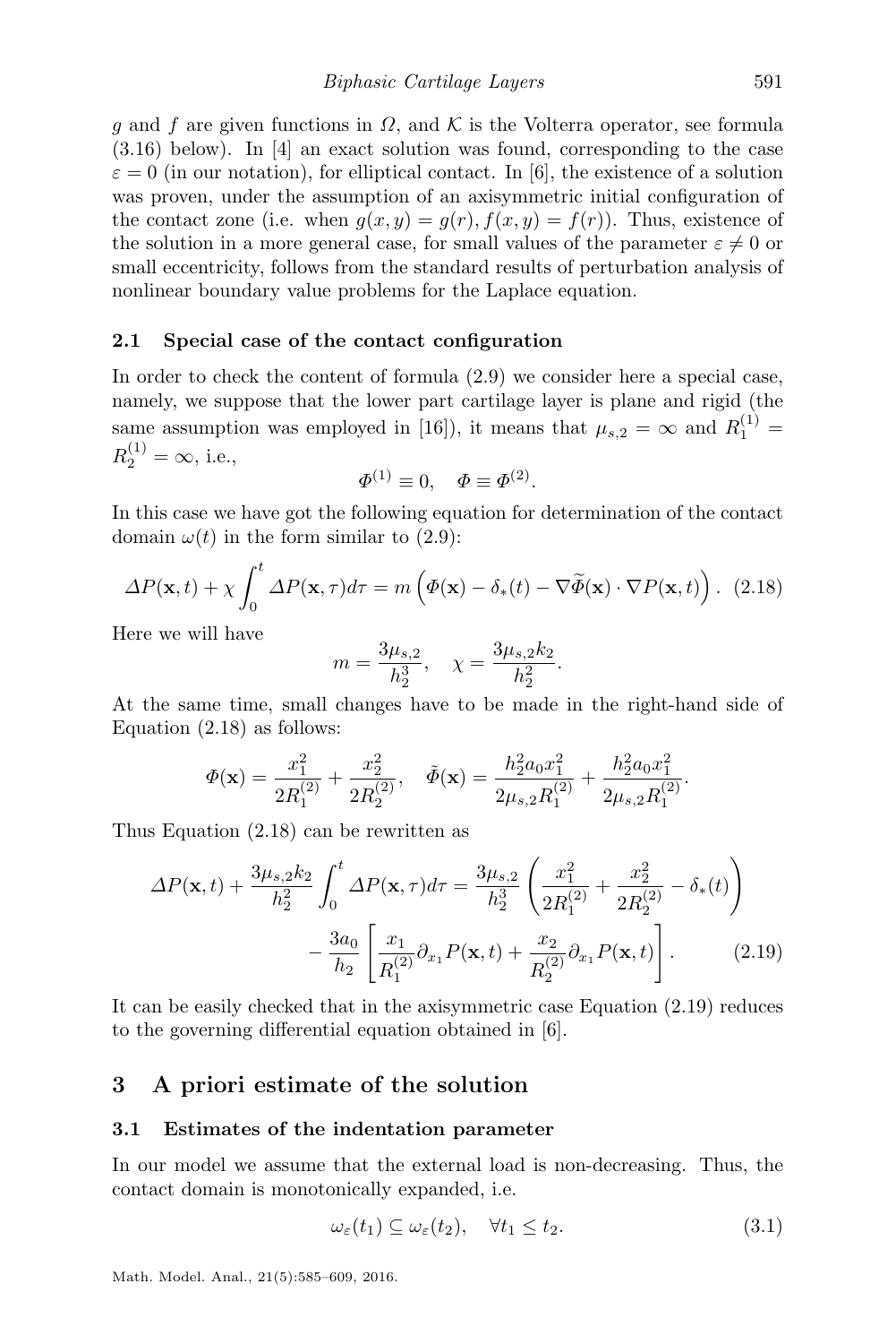$g$ and $f$ are given functions in $\Omega$, and $\mathcal{K}$ is the Volterra operator, see formula (3.16) below). In [4] an exact solution was found, corresponding to the case $\varepsilon = 0$ (in our notation), for elliptical contact. In [6], the existence of a solution was proven, under the assumption of an axisymmetric initial configuration of the contact zone (i.e. when $g(x,y) = g(r), f(x,y) = f(r)$). Thus, existence of the solution in a more general case, for small values of the parameter $\varepsilon \neq 0$ or small eccentricity, follows from the standard results of perturbation analysis of nonlinear boundary value problems for the Laplace equation.

### 2.1 Special case of the contact configuration

In order to check the content of formula (2.9) we consider here a special case, namely, we suppose that the lower part cartilage layer is plane and rigid (the same assumption was employed in [16]), it means that $\mu_{s,2} = \infty$ and $R_1^{(1)} = R_2^{(1)} = \infty$, i.e.,

$$\Phi^{(1)} \equiv 0, \quad \Phi \equiv \Phi^{(2)}.$$

In this case we have got the following equation for determination of the contact domain $\omega(t)$ in the form similar to (2.9):

$$\Delta P(\mathbf{x}, t) + \chi \int_0^t \Delta P(\mathbf{x}, \tau) d\tau = m \left( \Phi(\mathbf{x}) - \delta_*(t) - \nabla \widetilde{\Phi}(\mathbf{x}) \cdot \nabla P(\mathbf{x}, t) \right). \quad (2.18)$$

Here we will have

$$m = \frac{3\mu_{s,2}}{h_2^3}, \quad \chi = \frac{3\mu_{s,2} k_2}{h_2^2}.$$

At the same time, small changes have to be made in the right-hand side of Equation (2.18) as follows:

$$\Phi(\mathbf{x}) = \frac{x_1^2}{2R_1^{(2)}} + \frac{x_2^2}{2R_2^{(2)}}, \quad \tilde{\Phi}(\mathbf{x}) = \frac{h_2^2 a_0 x_1^2}{2\mu_{s,2} R_1^{(2)}} + \frac{h_2^2 a_0 x_1^2}{2\mu_{s,2} R_1^{(2)}}.$$

Thus Equation (2.18) can be rewritten as

$$\Delta P(\mathbf{x}, t) + \frac{3\mu_{s,2} k_2}{h_2^2} \int_0^t \Delta P(\mathbf{x}, \tau) d\tau = \frac{3\mu_{s,2}}{h_2^3} \left( \frac{x_1^2}{2R_1^{(2)}} + \frac{x_2^2}{2R_2^{(2)}} - \delta_*(t) \right) - \frac{3a_0}{h_2} \left[ \frac{x_1}{R_1^{(2)}} \partial_{x_1} P(\mathbf{x}, t) + \frac{x_2}{R_2^{(2)}} \partial_{x_1} P(\mathbf{x}, t) \right]. \quad (2.19)$$

It can be easily checked that in the axisymmetric case Equation (2.19) reduces to the governing differential equation obtained in [6].

## 3 A priori estimate of the solution

### 3.1 Estimates of the indentation parameter

In our model we assume that the external load is non-decreasing. Thus, the contact domain is monotonically expanded, i.e.

$$\omega_\varepsilon(t_1) \subseteq \omega_\varepsilon(t_2), \quad \forall t_1 \leq t_2. \quad (3.1)$$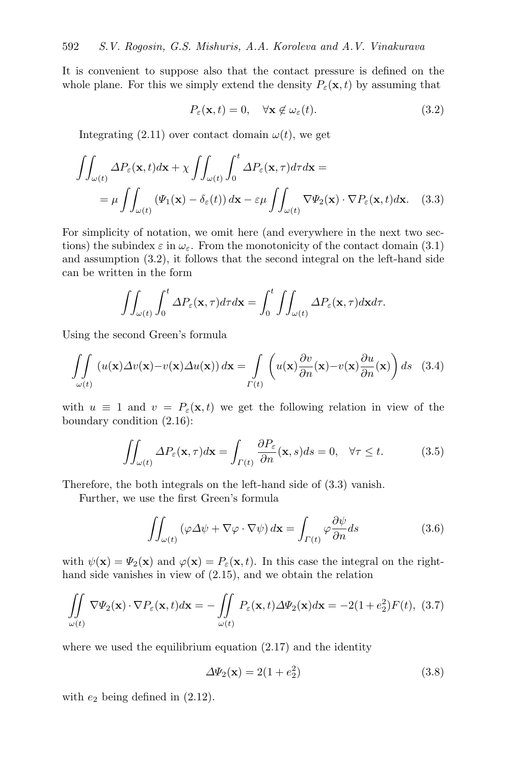It is convenient to suppose also that the contact pressure is defined on the whole plane. For this we simply extend the density $P_\varepsilon(\mathbf{x}, t)$ by assuming that

$$P_\varepsilon(\mathbf{x}, t) = 0, \quad \forall \mathbf{x} \notin \omega_\varepsilon(t). \tag{3.2}$$

Integrating (2.11) over contact domain $\omega(t)$, we get

$$\iint_{\omega(t)} \Delta P_\varepsilon(\mathbf{x}, t) d\mathbf{x} + \chi \iint_{\omega(t)} \int_0^t \Delta P_\varepsilon(\mathbf{x}, \tau) d\tau d\mathbf{x} = \\ = \mu \iint_{\omega(t)} \left(\Psi_1(\mathbf{x}) - \delta_\varepsilon(t)\right) d\mathbf{x} - \varepsilon\mu \iint_{\omega(t)} \nabla \Psi_2(\mathbf{x}) \cdot \nabla P_\varepsilon(\mathbf{x}, t) d\mathbf{x}. \tag{3.3}$$

For simplicity of notation, we omit here (and everywhere in the next two sections) the subindex $\varepsilon$ in $\omega_\varepsilon$. From the monotonicity of the contact domain (3.1) and assumption (3.2), it follows that the second integral on the left-hand side can be written in the form

$$\iint_{\omega(t)} \int_0^t \Delta P_\varepsilon(\mathbf{x}, \tau) d\tau d\mathbf{x} = \int_0^t \iint_{\omega(t)} \Delta P_\varepsilon(\mathbf{x}, \tau) d\mathbf{x} d\tau.$$

Using the second Green's formula

$$\iint\limits_{\omega(t)} \left(u(\mathbf{x})\Delta v(\mathbf{x}) - v(\mathbf{x})\Delta u(\mathbf{x})\right) d\mathbf{x} = \int\limits_{\Gamma(t)} \left(u(\mathbf{x})\frac{\partial v}{\partial n}(\mathbf{x}) - v(\mathbf{x})\frac{\partial u}{\partial n}(\mathbf{x})\right) ds \tag{3.4}$$

with $u \equiv 1$ and $v = P_\varepsilon(\mathbf{x}, t)$ we get the following relation in view of the boundary condition (2.16):

$$\iint_{\omega(t)} \Delta P_\varepsilon(\mathbf{x}, \tau) d\mathbf{x} = \int_{\Gamma(t)} \frac{\partial P_\varepsilon}{\partial n}(\mathbf{x}, s) ds = 0, \quad \forall \tau \le t. \tag{3.5}$$

Therefore, the both integrals on the left-hand side of (3.3) vanish.

Further, we use the first Green's formula

$$\iint_{\omega(t)} \left(\varphi \Delta \psi + \nabla \varphi \cdot \nabla \psi\right) d\mathbf{x} = \int_{\Gamma(t)} \varphi \frac{\partial \psi}{\partial n} ds \tag{3.6}$$

with $\psi(\mathbf{x}) = \Psi_2(\mathbf{x})$ and $\varphi(\mathbf{x}) = P_\varepsilon(\mathbf{x}, t)$. In this case the integral on the right-hand side vanishes in view of (2.15), and we obtain the relation

$$\iint\limits_{\omega(t)} \nabla \Psi_2(\mathbf{x}) \cdot \nabla P_\varepsilon(\mathbf{x}, t) d\mathbf{x} = -\iint\limits_{\omega(t)} P_\varepsilon(\mathbf{x}, t) \Delta \Psi_2(\mathbf{x}) d\mathbf{x} = -2(1 + e_2^2) F(t), \tag{3.7}$$

where we used the equilibrium equation (2.17) and the identity

$$\Delta \Psi_2(\mathbf{x}) = 2(1 + e_2^2) \tag{3.8}$$

with $e_2$ being defined in (2.12).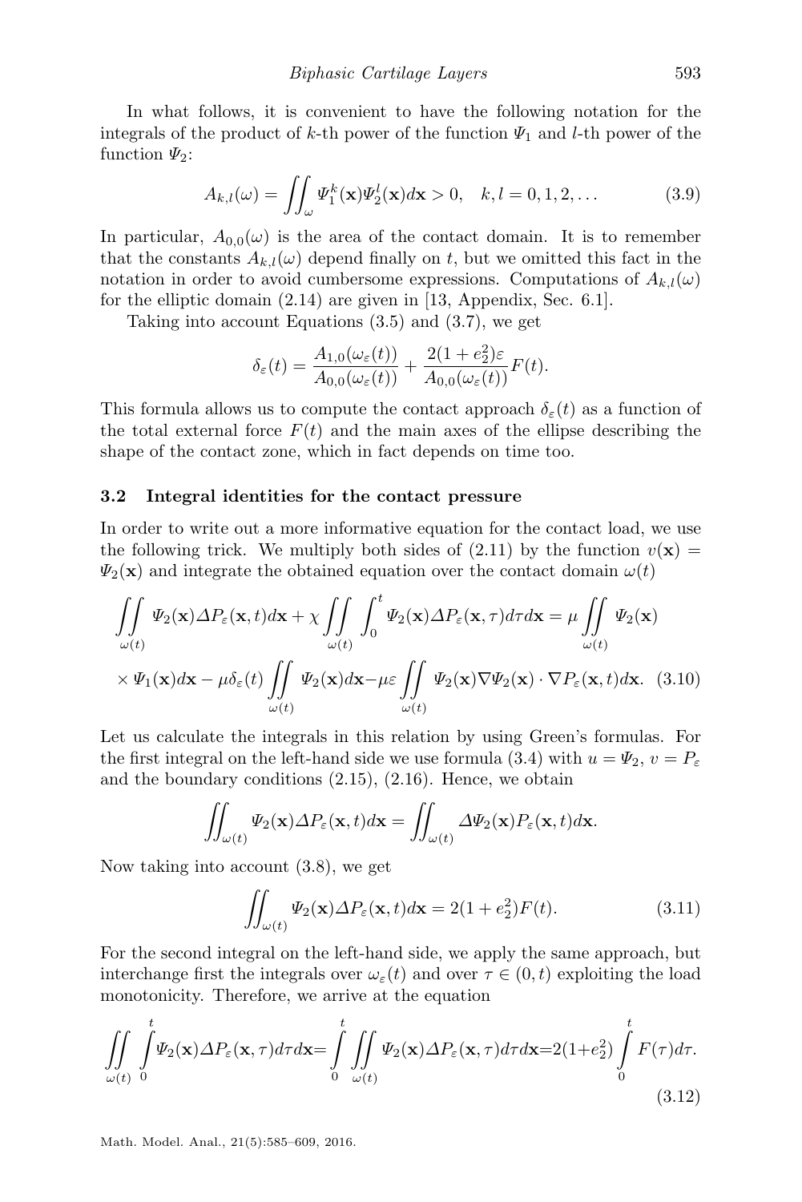In what follows, it is convenient to have the following notation for the integrals of the product of $k$-th power of the function $\Psi_1$ and $l$-th power of the function $\Psi_2$:

$$A_{k,l}(\omega) = \iint_\omega \Psi_1^k(\mathbf{x})\Psi_2^l(\mathbf{x})d\mathbf{x} > 0, \quad k,l = 0,1,2,\ldots \tag{3.9}$$

In particular, $A_{0,0}(\omega)$ is the area of the contact domain. It is to remember that the constants $A_{k,l}(\omega)$ depend finally on $t$, but we omitted this fact in the notation in order to avoid cumbersome expressions. Computations of $A_{k,l}(\omega)$ for the elliptic domain (2.14) are given in [13, Appendix, Sec. 6.1].

Taking into account Equations (3.5) and (3.7), we get

$$\delta_\varepsilon(t) = \frac{A_{1,0}(\omega_\varepsilon(t))}{A_{0,0}(\omega_\varepsilon(t))} + \frac{2(1+e_2^2)\varepsilon}{A_{0,0}(\omega_\varepsilon(t))}F(t).$$

This formula allows us to compute the contact approach $\delta_\varepsilon(t)$ as a function of the total external force $F(t)$ and the main axes of the ellipse describing the shape of the contact zone, which in fact depends on time too.

### 3.2 Integral identities for the contact pressure

In order to write out a more informative equation for the contact load, we use the following trick. We multiply both sides of (2.11) by the function $v(\mathbf{x}) = \Psi_2(\mathbf{x})$ and integrate the obtained equation over the contact domain $\omega(t)$

$$\iint\limits_{\omega(t)} \Psi_2(\mathbf{x})\Delta P_\varepsilon(\mathbf{x},t)d\mathbf{x} + \chi \iint\limits_{\omega(t)} \int_0^t \Psi_2(\mathbf{x})\Delta P_\varepsilon(\mathbf{x},\tau)d\tau d\mathbf{x} = \mu \iint\limits_{\omega(t)} \Psi_2(\mathbf{x})$$
$$\times \Psi_1(\mathbf{x})d\mathbf{x} - \mu\delta_\varepsilon(t)\iint\limits_{\omega(t)} \Psi_2(\mathbf{x})d\mathbf{x} - \mu\varepsilon \iint\limits_{\omega(t)} \Psi_2(\mathbf{x})\nabla\Psi_2(\mathbf{x})\cdot\nabla P_\varepsilon(\mathbf{x},t)d\mathbf{x}. \tag{3.10}$$

Let us calculate the integrals in this relation by using Green's formulas. For the first integral on the left-hand side we use formula (3.4) with $u = \Psi_2$, $v = P_\varepsilon$ and the boundary conditions (2.15), (2.16). Hence, we obtain

$$\iint_{\omega(t)} \Psi_2(\mathbf{x})\Delta P_\varepsilon(\mathbf{x},t)d\mathbf{x} = \iint_{\omega(t)} \Delta\Psi_2(\mathbf{x})P_\varepsilon(\mathbf{x},t)d\mathbf{x}.$$

Now taking into account (3.8), we get

$$\iint_{\omega(t)} \Psi_2(\mathbf{x})\Delta P_\varepsilon(\mathbf{x},t)d\mathbf{x} = 2(1+e_2^2)F(t). \tag{3.11}$$

For the second integral on the left-hand side, we apply the same approach, but interchange first the integrals over $\omega_\varepsilon(t)$ and over $\tau \in (0,t)$ exploiting the load monotonicity. Therefore, we arrive at the equation

$$\iint\limits_{\omega(t)} \int\limits_0^t \Psi_2(\mathbf{x})\Delta P_\varepsilon(\mathbf{x},\tau)d\tau d\mathbf{x} = \int\limits_0^t \iint\limits_{\omega(t)} \Psi_2(\mathbf{x})\Delta P_\varepsilon(\mathbf{x},\tau)d\tau d\mathbf{x} = 2(1+e_2^2)\int\limits_0^t F(\tau)d\tau. \tag{3.12}$$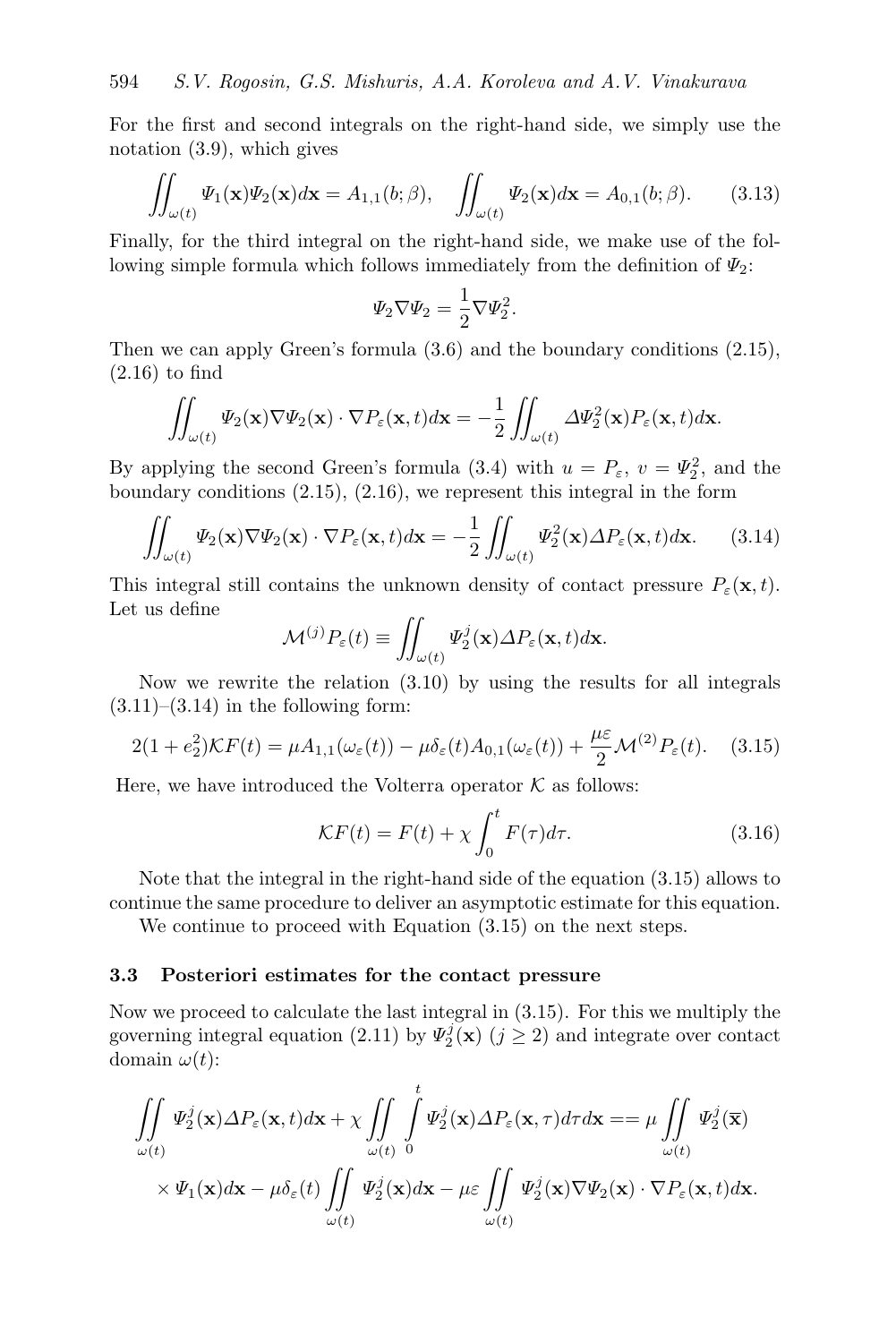For the first and second integrals on the right-hand side, we simply use the notation (3.9), which gives

$$\iint_{\omega(t)} \Psi_1(\mathbf{x})\Psi_2(\mathbf{x})d\mathbf{x} = A_{1,1}(b;\beta), \quad \iint_{\omega(t)} \Psi_2(\mathbf{x})d\mathbf{x} = A_{0,1}(b;\beta). \tag{3.13}$$

Finally, for the third integral on the right-hand side, we make use of the following simple formula which follows immediately from the definition of $\Psi_2$:

$$\Psi_2 \nabla \Psi_2 = \frac{1}{2}\nabla \Psi_2^2.$$

Then we can apply Green's formula (3.6) and the boundary conditions (2.15), (2.16) to find

$$\iint_{\omega(t)} \Psi_2(\mathbf{x})\nabla\Psi_2(\mathbf{x}) \cdot \nabla P_\varepsilon(\mathbf{x},t)d\mathbf{x} = -\frac{1}{2}\iint_{\omega(t)} \Delta\Psi_2^2(\mathbf{x})P_\varepsilon(\mathbf{x},t)d\mathbf{x}.$$

By applying the second Green's formula (3.4) with $u = P_\varepsilon$, $v = \Psi_2^2$, and the boundary conditions (2.15), (2.16), we represent this integral in the form

$$\iint_{\omega(t)} \Psi_2(\mathbf{x})\nabla\Psi_2(\mathbf{x}) \cdot \nabla P_\varepsilon(\mathbf{x},t)d\mathbf{x} = -\frac{1}{2}\iint_{\omega(t)} \Psi_2^2(\mathbf{x})\Delta P_\varepsilon(\mathbf{x},t)d\mathbf{x}. \tag{3.14}$$

This integral still contains the unknown density of contact pressure $P_\varepsilon(\mathbf{x},t)$. Let us define

$$\mathcal{M}^{(j)}P_\varepsilon(t) \equiv \iint_{\omega(t)} \Psi_2^j(\mathbf{x})\Delta P_\varepsilon(\mathbf{x},t)d\mathbf{x}.$$

Now we rewrite the relation (3.10) by using the results for all integrals (3.11)–(3.14) in the following form:

$$2(1+e_2^2)\mathcal{K}F(t) = \mu A_{1,1}(\omega_\varepsilon(t)) - \mu\delta_\varepsilon(t)A_{0,1}(\omega_\varepsilon(t)) + \frac{\mu\varepsilon}{2}\mathcal{M}^{(2)}P_\varepsilon(t). \tag{3.15}$$

Here, we have introduced the Volterra operator $\mathcal{K}$ as follows:

$$\mathcal{K}F(t) = F(t) + \chi\int_0^t F(\tau)d\tau. \tag{3.16}$$

Note that the integral in the right-hand side of the equation (3.15) allows to continue the same procedure to deliver an asymptotic estimate for this equation.

We continue to proceed with Equation (3.15) on the next steps.

### 3.3 Posteriori estimates for the contact pressure

Now we proceed to calculate the last integral in (3.15). For this we multiply the governing integral equation (2.11) by $\Psi_2^j(\mathbf{x})$ ($j \geq 2$) and integrate over contact domain $\omega(t)$:

$$\iint\limits_{\omega(t)} \Psi_2^j(\mathbf{x})\Delta P_\varepsilon(\mathbf{x},t)d\mathbf{x} + \chi\iint\limits_{\omega(t)}\int\limits_0^t \Psi_2^j(\mathbf{x})\Delta P_\varepsilon(\mathbf{x},\tau)d\tau d\mathbf{x} == \mu\iint\limits_{\omega(t)} \Psi_2^j(\overline{\mathbf{x}})$$
$$\times\Psi_1(\mathbf{x})d\mathbf{x} - \mu\delta_\varepsilon(t)\iint\limits_{\omega(t)} \Psi_2^j(\mathbf{x})d\mathbf{x} - \mu\varepsilon\iint\limits_{\omega(t)} \Psi_2^j(\mathbf{x})\nabla\Psi_2(\mathbf{x})\cdot\nabla P_\varepsilon(\mathbf{x},t)d\mathbf{x}.$$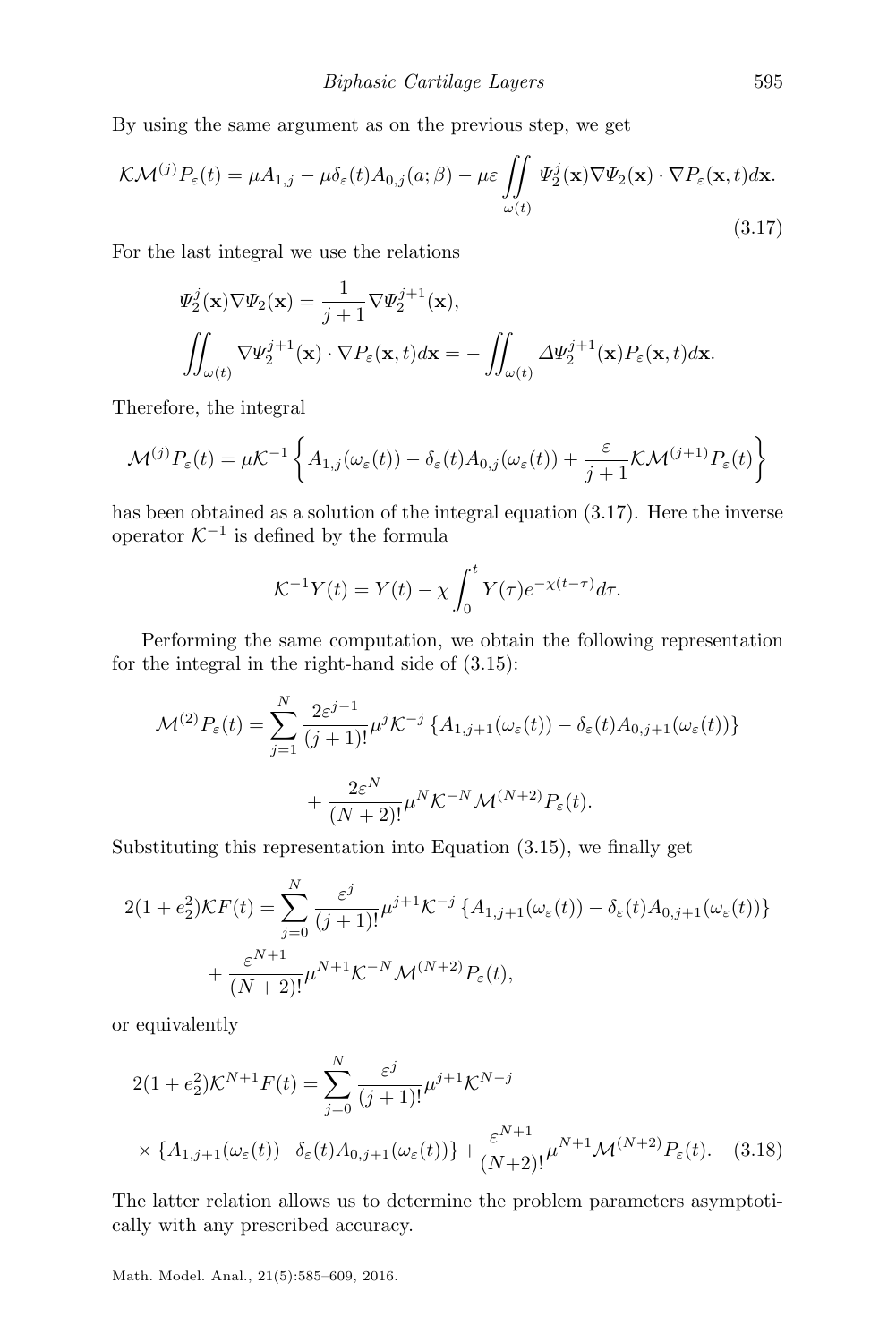By using the same argument as on the previous step, we get

$$\mathcal{K}\mathcal{M}^{(j)}P_\varepsilon(t) = \mu A_{1,j} - \mu\delta_\varepsilon(t)A_{0,j}(a;\beta) - \mu\varepsilon \iint\limits_{\omega(t)} \Psi_2^j(\mathbf{x})\nabla\Psi_2(\mathbf{x})\cdot\nabla P_\varepsilon(\mathbf{x},t)d\mathbf{x}. \tag{3.17}$$

For the last integral we use the relations

$$\Psi_2^j(\mathbf{x})\nabla\Psi_2(\mathbf{x}) = \frac{1}{j+1}\nabla\Psi_2^{j+1}(\mathbf{x}),$$

$$\iint_{\omega(t)} \nabla\Psi_2^{j+1}(\mathbf{x})\cdot\nabla P_\varepsilon(\mathbf{x},t)d\mathbf{x} = -\iint_{\omega(t)} \Delta\Psi_2^{j+1}(\mathbf{x})P_\varepsilon(\mathbf{x},t)d\mathbf{x}.$$

Therefore, the integral

$$\mathcal{M}^{(j)}P_\varepsilon(t) = \mu\mathcal{K}^{-1}\left\{A_{1,j}(\omega_\varepsilon(t)) - \delta_\varepsilon(t)A_{0,j}(\omega_\varepsilon(t)) + \frac{\varepsilon}{j+1}\mathcal{K}\mathcal{M}^{(j+1)}P_\varepsilon(t)\right\}$$

has been obtained as a solution of the integral equation (3.17). Here the inverse operator $\mathcal{K}^{-1}$ is defined by the formula

$$\mathcal{K}^{-1}Y(t) = Y(t) - \chi\int_0^t Y(\tau)e^{-\chi(t-\tau)}d\tau.$$

Performing the same computation, we obtain the following representation for the integral in the right-hand side of (3.15):

$$\mathcal{M}^{(2)}P_\varepsilon(t) = \sum_{j=1}^{N}\frac{2\varepsilon^{j-1}}{(j+1)!}\mu^j\mathcal{K}^{-j}\left\{A_{1,j+1}(\omega_\varepsilon(t)) - \delta_\varepsilon(t)A_{0,j+1}(\omega_\varepsilon(t))\right\}$$

$$+ \frac{2\varepsilon^N}{(N+2)!}\mu^N\mathcal{K}^{-N}\mathcal{M}^{(N+2)}P_\varepsilon(t).$$

Substituting this representation into Equation (3.15), we finally get

$$2(1+e_2^2)\mathcal{K}F(t) = \sum_{j=0}^{N}\frac{\varepsilon^j}{(j+1)!}\mu^{j+1}\mathcal{K}^{-j}\left\{A_{1,j+1}(\omega_\varepsilon(t)) - \delta_\varepsilon(t)A_{0,j+1}(\omega_\varepsilon(t))\right\}$$

$$+ \frac{\varepsilon^{N+1}}{(N+2)!}\mu^{N+1}\mathcal{K}^{-N}\mathcal{M}^{(N+2)}P_\varepsilon(t),$$

or equivalently

$$2(1+e_2^2)\mathcal{K}^{N+1}F(t) = \sum_{j=0}^{N}\frac{\varepsilon^j}{(j+1)!}\mu^{j+1}\mathcal{K}^{N-j}$$

$$\times\left\{A_{1,j+1}(\omega_\varepsilon(t)) - \delta_\varepsilon(t)A_{0,j+1}(\omega_\varepsilon(t))\right\} + \frac{\varepsilon^{N+1}}{(N+2)!}\mu^{N+1}\mathcal{M}^{(N+2)}P_\varepsilon(t). \tag{3.18}$$

The latter relation allows us to determine the problem parameters asymptotically with any prescribed accuracy.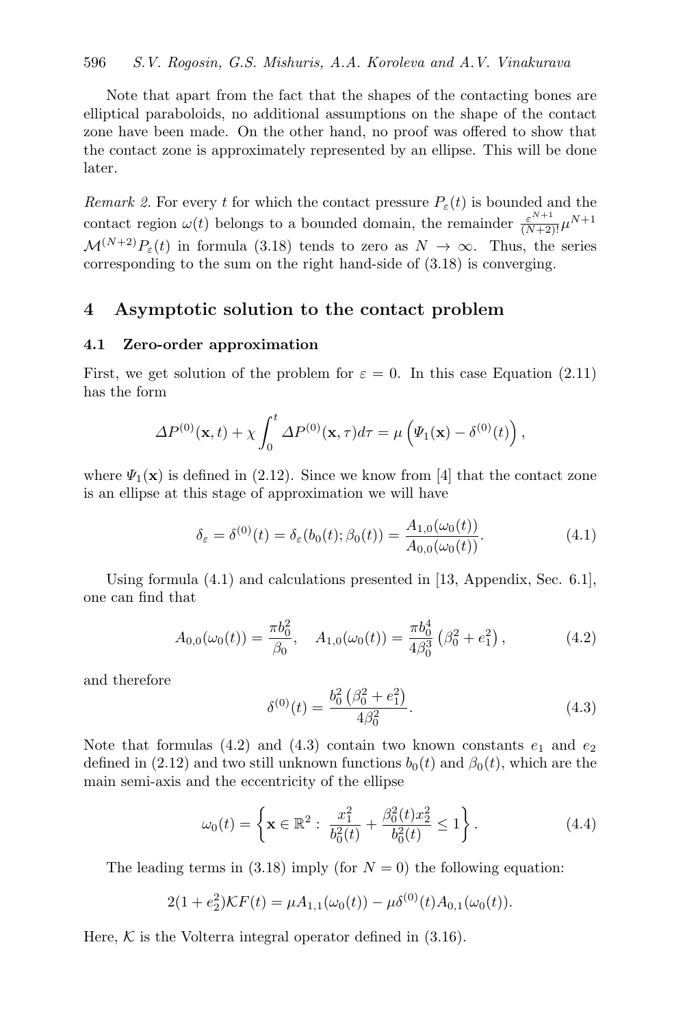Note that apart from the fact that the shapes of the contacting bones are elliptical paraboloids, no additional assumptions on the shape of the contact zone have been made. On the other hand, no proof was offered to show that the contact zone is approximately represented by an ellipse. This will be done later.

*Remark 2.* For every $t$ for which the contact pressure $P_\varepsilon(t)$ is bounded and the contact region $\omega(t)$ belongs to a bounded domain, the remainder $\frac{\varepsilon^{N+1}}{(N+2)!}\mu^{N+1}$ $\mathcal{M}^{(N+2)}P_\varepsilon(t)$ in formula (3.18) tends to zero as $N \to \infty$. Thus, the series corresponding to the sum on the right hand-side of (3.18) is converging.

## 4 Asymptotic solution to the contact problem

### 4.1 Zero-order approximation

First, we get solution of the problem for $\varepsilon = 0$. In this case Equation (2.11) has the form

$$\Delta P^{(0)}(\mathbf{x}, t) + \chi \int_0^t \Delta P^{(0)}(\mathbf{x}, \tau) d\tau = \mu \left( \Psi_1(\mathbf{x}) - \delta^{(0)}(t) \right),$$

where $\Psi_1(\mathbf{x})$ is defined in (2.12). Since we know from [4] that the contact zone is an ellipse at this stage of approximation we will have

$$\delta_\varepsilon = \delta^{(0)}(t) = \delta_\varepsilon(b_0(t); \beta_0(t)) = \frac{A_{1,0}(\omega_0(t))}{A_{0,0}(\omega_0(t))}. \tag{4.1}$$

Using formula (4.1) and calculations presented in [13, Appendix, Sec. 6.1], one can find that

$$A_{0,0}(\omega_0(t)) = \frac{\pi b_0^2}{\beta_0}, \quad A_{1,0}(\omega_0(t)) = \frac{\pi b_0^4}{4\beta_0^3} \left( \beta_0^2 + e_1^2 \right), \tag{4.2}$$

and therefore

$$\delta^{(0)}(t) = \frac{b_0^2 \left( \beta_0^2 + e_1^2 \right)}{4\beta_0^2}. \tag{4.3}$$

Note that formulas (4.2) and (4.3) contain two known constants $e_1$ and $e_2$ defined in (2.12) and two still unknown functions $b_0(t)$ and $\beta_0(t)$, which are the main semi-axis and the eccentricity of the ellipse

$$\omega_0(t) = \left\{ \mathbf{x} \in \mathbb{R}^2 : \frac{x_1^2}{b_0^2(t)} + \frac{\beta_0^2(t) x_2^2}{b_0^2(t)} \le 1 \right\}. \tag{4.4}$$

The leading terms in (3.18) imply (for $N = 0$) the following equation:

$$2(1 + e_2^2)\mathcal{K}F(t) = \mu A_{1,1}(\omega_0(t)) - \mu \delta^{(0)}(t) A_{0,1}(\omega_0(t)).$$

Here, $\mathcal{K}$ is the Volterra integral operator defined in (3.16).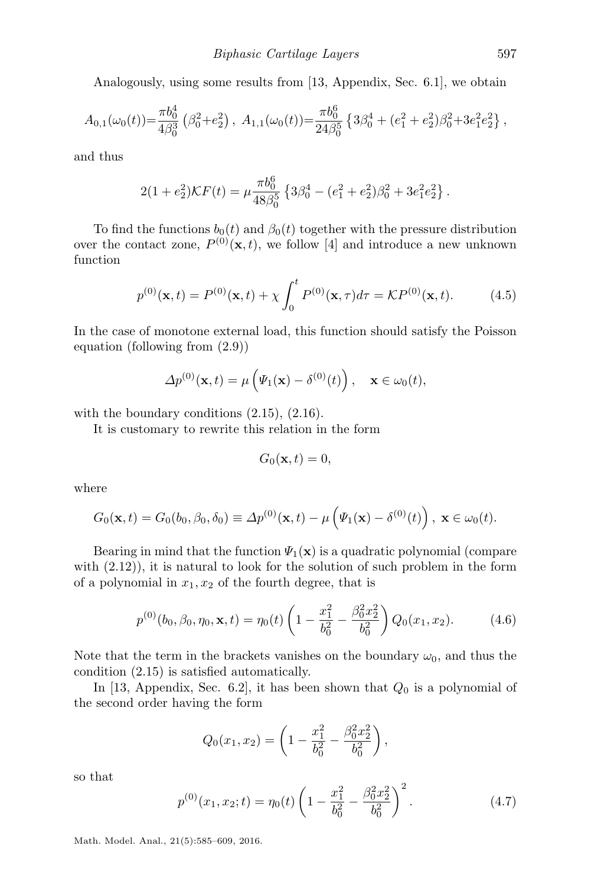Analogously, using some results from [13, Appendix, Sec. 6.1], we obtain

$$A_{0,1}(\omega_0(t))=\frac{\pi b_0^4}{4\beta_0^3}\left(\beta_0^2+e_2^2\right),\ A_{1,1}(\omega_0(t))=\frac{\pi b_0^6}{24\beta_0^5}\left\{3\beta_0^4+(e_1^2+e_2^2)\beta_0^2+3e_1^2e_2^2\right\},$$

and thus

$$2(1+e_2^2)\mathcal{K}F(t)=\mu\frac{\pi b_0^6}{48\beta_0^5}\left\{3\beta_0^4-(e_1^2+e_2^2)\beta_0^2+3e_1^2e_2^2\right\}.$$

To find the functions $b_0(t)$ and $\beta_0(t)$ together with the pressure distribution over the contact zone, $P^{(0)}(\mathbf{x},t)$, we follow [4] and introduce a new unknown function

$$p^{(0)}(\mathbf{x},t)=P^{(0)}(\mathbf{x},t)+\chi\int_0^t P^{(0)}(\mathbf{x},\tau)d\tau=\mathcal{K}P^{(0)}(\mathbf{x},t). \tag{4.5}$$

In the case of monotone external load, this function should satisfy the Poisson equation (following from (2.9))

$$\Delta p^{(0)}(\mathbf{x},t)=\mu\left(\Psi_1(\mathbf{x})-\delta^{(0)}(t)\right),\quad \mathbf{x}\in\omega_0(t),$$

with the boundary conditions (2.15), (2.16).

It is customary to rewrite this relation in the form

$$G_0(\mathbf{x},t)=0,$$

where

$$G_0(\mathbf{x},t)=G_0(b_0,\beta_0,\delta_0)\equiv\Delta p^{(0)}(\mathbf{x},t)-\mu\left(\Psi_1(\mathbf{x})-\delta^{(0)}(t)\right),\ \mathbf{x}\in\omega_0(t).$$

Bearing in mind that the function $\Psi_1(\mathbf{x})$ is a quadratic polynomial (compare with (2.12)), it is natural to look for the solution of such problem in the form of a polynomial in $x_1, x_2$ of the fourth degree, that is

$$p^{(0)}(b_0,\beta_0,\eta_0,\mathbf{x},t)=\eta_0(t)\left(1-\frac{x_1^2}{b_0^2}-\frac{\beta_0^2x_2^2}{b_0^2}\right)Q_0(x_1,x_2). \tag{4.6}$$

Note that the term in the brackets vanishes on the boundary $\omega_0$, and thus the condition (2.15) is satisfied automatically.

In [13, Appendix, Sec. 6.2], it has been shown that $Q_0$ is a polynomial of the second order having the form

$$Q_0(x_1,x_2)=\left(1-\frac{x_1^2}{b_0^2}-\frac{\beta_0^2x_2^2}{b_0^2}\right),$$

so that

$$p^{(0)}(x_1,x_2;t)=\eta_0(t)\left(1-\frac{x_1^2}{b_0^2}-\frac{\beta_0^2x_2^2}{b_0^2}\right)^2. \tag{4.7}$$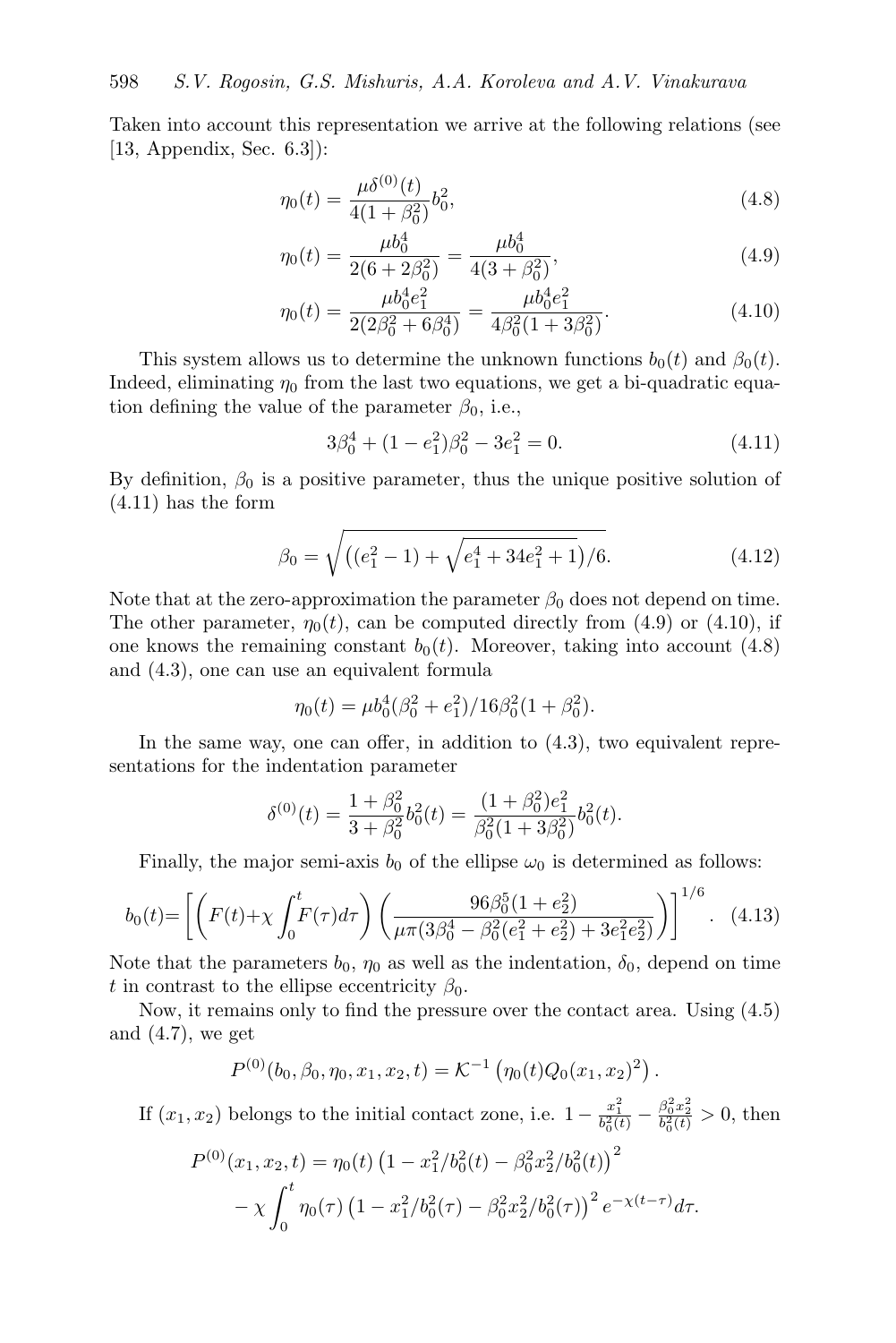Taken into account this representation we arrive at the following relations (see [13, Appendix, Sec. 6.3]):

$$\eta_0(t) = \frac{\mu \delta^{(0)}(t)}{4(1+\beta_0^2)} b_0^2, \tag{4.8}$$

$$\eta_0(t) = \frac{\mu b_0^4}{2(6+2\beta_0^2)} = \frac{\mu b_0^4}{4(3+\beta_0^2)}, \tag{4.9}$$

$$\eta_0(t) = \frac{\mu b_0^4 e_1^2}{2(2\beta_0^2+6\beta_0^4)} = \frac{\mu b_0^4 e_1^2}{4\beta_0^2(1+3\beta_0^2)}. \tag{4.10}$$

This system allows us to determine the unknown functions $b_0(t)$ and $\beta_0(t)$. Indeed, eliminating $\eta_0$ from the last two equations, we get a bi-quadratic equation defining the value of the parameter $\beta_0$, i.e.,

$$3\beta_0^4 + (1-e_1^2)\beta_0^2 - 3e_1^2 = 0. \tag{4.11}$$

By definition, $\beta_0$ is a positive parameter, thus the unique positive solution of (4.11) has the form

$$\beta_0 = \sqrt{\left((e_1^2-1) + \sqrt{e_1^4+34e_1^2+1}\right)/6}. \tag{4.12}$$

Note that at the zero-approximation the parameter $\beta_0$ does not depend on time. The other parameter, $\eta_0(t)$, can be computed directly from (4.9) or (4.10), if one knows the remaining constant $b_0(t)$. Moreover, taking into account (4.8) and (4.3), one can use an equivalent formula

$$\eta_0(t) = \mu b_0^4(\beta_0^2+e_1^2)/16\beta_0^2(1+\beta_0^2).$$

In the same way, one can offer, in addition to (4.3), two equivalent representations for the indentation parameter

$$\delta^{(0)}(t) = \frac{1+\beta_0^2}{3+\beta_0^2} b_0^2(t) = \frac{(1+\beta_0^2)e_1^2}{\beta_0^2(1+3\beta_0^2)} b_0^2(t).$$

Finally, the major semi-axis $b_0$ of the ellipse $\omega_0$ is determined as follows:

$$b_0(t) = \left[\left(F(t) + \chi\int_0^t F(\tau)d\tau\right)\left(\frac{96\beta_0^5(1+e_2^2)}{\mu\pi(3\beta_0^4 - \beta_0^2(e_1^2+e_2^2)+3e_1^2e_2^2)}\right)\right]^{1/6}. \tag{4.13}$$

Note that the parameters $b_0$, $\eta_0$ as well as the indentation, $\delta_0$, depend on time $t$ in contrast to the ellipse eccentricity $\beta_0$.

Now, it remains only to find the pressure over the contact area. Using (4.5) and (4.7), we get

$$P^{(0)}(b_0, \beta_0, \eta_0, x_1, x_2, t) = \mathcal{K}^{-1}\left(\eta_0(t) Q_0(x_1,x_2)^2\right).$$

If $(x_1, x_2)$ belongs to the initial contact zone, i.e. $1 - \frac{x_1^2}{b_0^2(t)} - \frac{\beta_0^2 x_2^2}{b_0^2(t)} > 0$, then

$$P^{(0)}(x_1,x_2,t) = \eta_0(t)\left(1 - x_1^2/b_0^2(t) - \beta_0^2 x_2^2/b_0^2(t)\right)^2 \\ - \chi\int_0^t \eta_0(\tau)\left(1 - x_1^2/b_0^2(\tau) - \beta_0^2 x_2^2/b_0^2(\tau)\right)^2 e^{-\chi(t-\tau)} d\tau.$$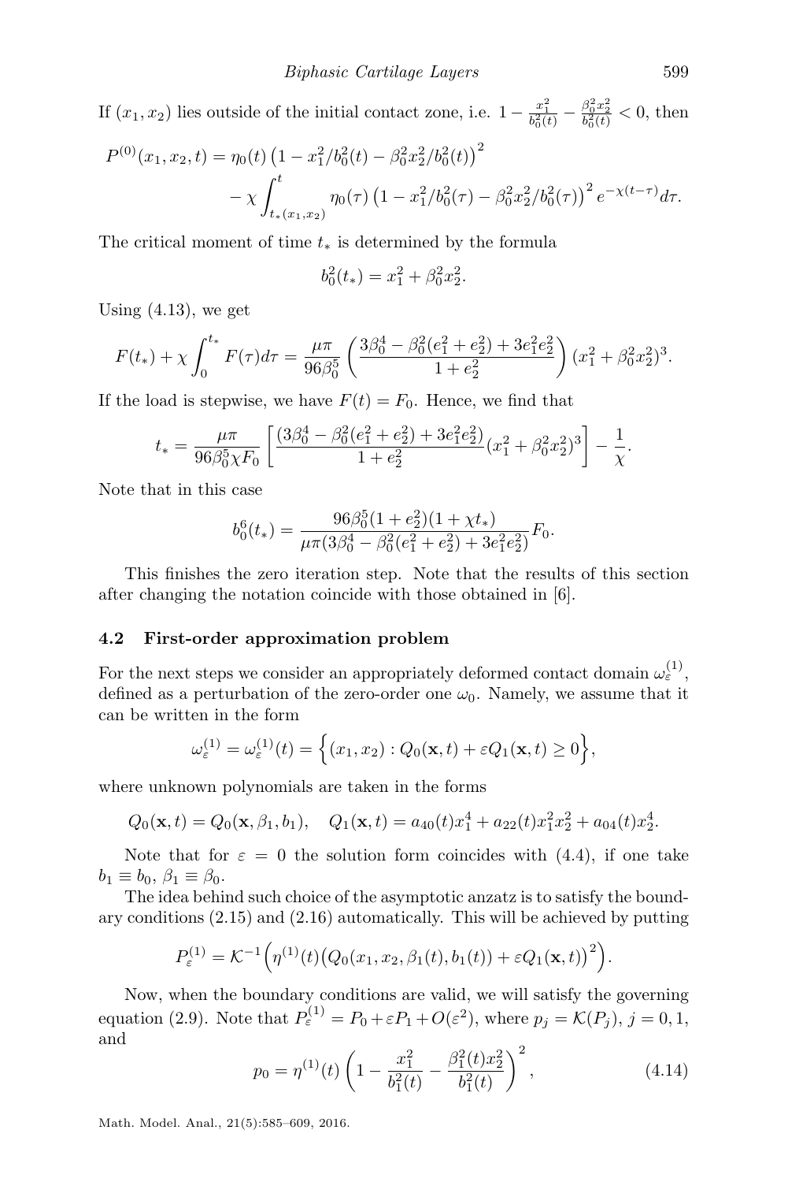If $(x_1, x_2)$ lies outside of the initial contact zone, i.e. $1 - \frac{x_1^2}{b_0^2(t)} - \frac{\beta_0^2 x_2^2}{b_0^2(t)} < 0$, then

$$P^{(0)}(x_1, x_2, t) = \eta_0(t)\left(1 - x_1^2/b_0^2(t) - \beta_0^2 x_2^2/b_0^2(t)\right)^2 \\ - \chi \int_{t_*(x_1,x_2)}^{t} \eta_0(\tau)\left(1 - x_1^2/b_0^2(\tau) - \beta_0^2 x_2^2/b_0^2(\tau)\right)^2 e^{-\chi(t-\tau)} d\tau.$$

The critical moment of time $t_*$ is determined by the formula

$$b_0^2(t_*) = x_1^2 + \beta_0^2 x_2^2.$$

Using (4.13), we get

$$F(t_*) + \chi \int_0^{t_*} F(\tau) d\tau = \frac{\mu\pi}{96\beta_0^5}\left(\frac{3\beta_0^4 - \beta_0^2(e_1^2 + e_2^2) + 3e_1^2 e_2^2}{1 + e_2^2}\right)(x_1^2 + \beta_0^2 x_2^2)^3.$$

If the load is stepwise, we have $F(t) = F_0$. Hence, we find that

$$t_* = \frac{\mu\pi}{96\beta_0^5 \chi F_0}\left[\frac{(3\beta_0^4 - \beta_0^2(e_1^2 + e_2^2) + 3e_1^2 e_2^2)}{1 + e_2^2}(x_1^2 + \beta_0^2 x_2^2)^3\right] - \frac{1}{\chi}.$$

Note that in this case

$$b_0^6(t_*) = \frac{96\beta_0^5(1 + e_2^2)(1 + \chi t_*)}{\mu\pi(3\beta_0^4 - \beta_0^2(e_1^2 + e_2^2) + 3e_1^2 e_2^2)} F_0.$$

This finishes the zero iteration step. Note that the results of this section after changing the notation coincide with those obtained in [6].

### 4.2 First-order approximation problem

For the next steps we consider an appropriately deformed contact domain $\omega_\varepsilon^{(1)}$, defined as a perturbation of the zero-order one $\omega_0$. Namely, we assume that it can be written in the form

$$\omega_\varepsilon^{(1)} = \omega_\varepsilon^{(1)}(t) = \Big\{(x_1, x_2) : Q_0(\mathbf{x}, t) + \varepsilon Q_1(\mathbf{x}, t) \geq 0\Big\},$$

where unknown polynomials are taken in the forms

$$Q_0(\mathbf{x}, t) = Q_0(\mathbf{x}, \beta_1, b_1), \quad Q_1(\mathbf{x}, t) = a_{40}(t)x_1^4 + a_{22}(t)x_1^2 x_2^2 + a_{04}(t)x_2^4.$$

Note that for $\varepsilon = 0$ the solution form coincides with (4.4), if one take $b_1 \equiv b_0$, $\beta_1 \equiv \beta_0$.

The idea behind such choice of the asymptotic anzatz is to satisfy the boundary conditions (2.15) and (2.16) automatically. This will be achieved by putting

$$P_\varepsilon^{(1)} = \mathcal{K}^{-1}\Big(\eta^{(1)}(t)\big(Q_0(x_1, x_2, \beta_1(t), b_1(t)) + \varepsilon Q_1(\mathbf{x}, t)\big)^2\Big).$$

Now, when the boundary conditions are valid, we will satisfy the governing equation (2.9). Note that $P_\varepsilon^{(1)} = P_0 + \varepsilon P_1 + O(\varepsilon^2)$, where $p_j = \mathcal{K}(P_j)$, $j = 0, 1$, and

$$p_0 = \eta^{(1)}(t)\left(1 - \frac{x_1^2}{b_1^2(t)} - \frac{\beta_1^2(t) x_2^2}{b_1^2(t)}\right)^2, \tag{4.14}$$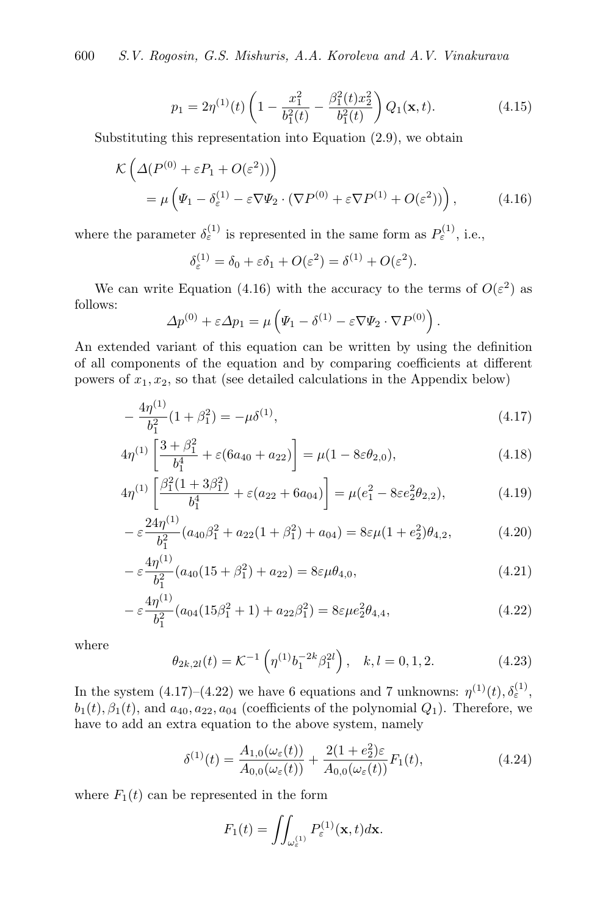$$p_1 = 2\eta^{(1)}(t)\left(1 - \frac{x_1^2}{b_1^2(t)} - \frac{\beta_1^2(t)x_2^2}{b_1^2(t)}\right)Q_1(\mathbf{x},t). \tag{4.15}$$

Substituting this representation into Equation (2.9), we obtain

$$\begin{aligned}
&\mathcal{K}\left(\Delta(P^{(0)} + \varepsilon P_1 + O(\varepsilon^2))\right) \\
&\quad = \mu\left(\Psi_1 - \delta_\varepsilon^{(1)} - \varepsilon\nabla\Psi_2\cdot(\nabla P^{(0)} + \varepsilon\nabla P^{(1)} + O(\varepsilon^2))\right),
\end{aligned} \tag{4.16}$$

where the parameter $\delta_\varepsilon^{(1)}$ is represented in the same form as $P_\varepsilon^{(1)}$, i.e.,

$$\delta_\varepsilon^{(1)} = \delta_0 + \varepsilon\delta_1 + O(\varepsilon^2) = \delta^{(1)} + O(\varepsilon^2).$$

We can write Equation (4.16) with the accuracy to the terms of $O(\varepsilon^2)$ as follows:

$$\Delta p^{(0)} + \varepsilon\Delta p_1 = \mu\left(\Psi_1 - \delta^{(1)} - \varepsilon\nabla\Psi_2\cdot\nabla P^{(0)}\right).$$

An extended variant of this equation can be written by using the definition of all components of the equation and by comparing coefficients at different powers of $x_1, x_2$, so that (see detailed calculations in the Appendix below)

$$-\frac{4\eta^{(1)}}{b_1^2}(1+\beta_1^2) = -\mu\delta^{(1)}, \tag{4.17}$$

$$4\eta^{(1)}\left[\frac{3+\beta_1^2}{b_1^4} + \varepsilon(6a_{40} + a_{22})\right] = \mu(1 - 8\varepsilon\theta_{2,0}), \tag{4.18}$$

$$4\eta^{(1)}\left[\frac{\beta_1^2(1+3\beta_1^2)}{b_1^4} + \varepsilon(a_{22} + 6a_{04})\right] = \mu(e_1^2 - 8\varepsilon e_2^2\theta_{2,2}), \tag{4.19}$$

$$-\varepsilon\frac{24\eta^{(1)}}{b_1^2}(a_{40}\beta_1^2 + a_{22}(1+\beta_1^2) + a_{04}) = 8\varepsilon\mu(1+e_2^2)\theta_{4,2}, \tag{4.20}$$

$$-\varepsilon\frac{4\eta^{(1)}}{b_1^2}(a_{40}(15+\beta_1^2) + a_{22}) = 8\varepsilon\mu\theta_{4,0}, \tag{4.21}$$

$$-\varepsilon\frac{4\eta^{(1)}}{b_1^2}(a_{04}(15\beta_1^2+1) + a_{22}\beta_1^2) = 8\varepsilon\mu e_2^2\theta_{4,4}, \tag{4.22}$$

where

$$\theta_{2k,2l}(t) = \mathcal{K}^{-1}\left(\eta^{(1)}b_1^{-2k}\beta_1^{2l}\right), \quad k,l = 0,1,2. \tag{4.23}$$

In the system (4.17)–(4.22) we have 6 equations and 7 unknowns: $\eta^{(1)}(t), \delta_\varepsilon^{(1)}$, $b_1(t), \beta_1(t)$, and $a_{40}, a_{22}, a_{04}$ (coefficients of the polynomial $Q_1$). Therefore, we have to add an extra equation to the above system, namely

$$\delta^{(1)}(t) = \frac{A_{1,0}(\omega_\varepsilon(t))}{A_{0,0}(\omega_\varepsilon(t))} + \frac{2(1+e_2^2)\varepsilon}{A_{0,0}(\omega_\varepsilon(t))}F_1(t), \tag{4.24}$$

where $F_1(t)$ can be represented in the form

$$F_1(t) = \iint_{\omega_\varepsilon^{(1)}} P_\varepsilon^{(1)}(\mathbf{x},t)d\mathbf{x}.$$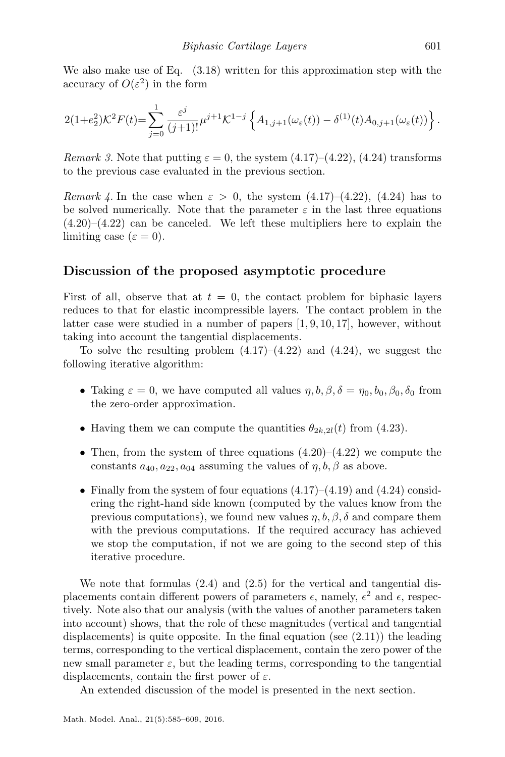We also make use of Eq. (3.18) written for this approximation step with the accuracy of $O(\varepsilon^2)$ in the form

$$2(1+e_2^2)\mathcal{K}^2 F(t) = \sum_{j=0}^{1} \frac{\varepsilon^j}{(j+1)!} \mu^{j+1} \mathcal{K}^{1-j} \left\{ A_{1,j+1}(\omega_\varepsilon(t)) - \delta^{(1)}(t) A_{0,j+1}(\omega_\varepsilon(t)) \right\}.$$

*Remark 3.* Note that putting $\varepsilon = 0$, the system (4.17)–(4.22), (4.24) transforms to the previous case evaluated in the previous section.

*Remark 4.* In the case when $\varepsilon > 0$, the system (4.17)–(4.22), (4.24) has to be solved numerically. Note that the parameter $\varepsilon$ in the last three equations (4.20)–(4.22) can be canceled. We left these multipliers here to explain the limiting case ($\varepsilon = 0$).

## Discussion of the proposed asymptotic procedure

First of all, observe that at $t = 0$, the contact problem for biphasic layers reduces to that for elastic incompressible layers. The contact problem in the latter case were studied in a number of papers [1, 9, 10, 17], however, without taking into account the tangential displacements.

To solve the resulting problem (4.17)–(4.22) and (4.24), we suggest the following iterative algorithm:

- Taking $\varepsilon = 0$, we have computed all values $\eta, b, \beta, \delta = \eta_0, b_0, \beta_0, \delta_0$ from the zero-order approximation.
- Having them we can compute the quantities $\theta_{2k,2l}(t)$ from (4.23).
- Then, from the system of three equations (4.20)–(4.22) we compute the constants $a_{40}, a_{22}, a_{04}$ assuming the values of $\eta, b, \beta$ as above.
- Finally from the system of four equations (4.17)–(4.19) and (4.24) considering the right-hand side known (computed by the values know from the previous computations), we found new values $\eta, b, \beta, \delta$ and compare them with the previous computations. If the required accuracy has achieved we stop the computation, if not we are going to the second step of this iterative procedure.

We note that formulas (2.4) and (2.5) for the vertical and tangential displacements contain different powers of parameters $\epsilon$, namely, $\epsilon^2$ and $\epsilon$, respectively. Note also that our analysis (with the values of another parameters taken into account) shows, that the role of these magnitudes (vertical and tangential displacements) is quite opposite. In the final equation (see (2.11)) the leading terms, corresponding to the vertical displacement, contain the zero power of the new small parameter $\varepsilon$, but the leading terms, corresponding to the tangential displacements, contain the first power of $\varepsilon$.

An extended discussion of the model is presented in the next section.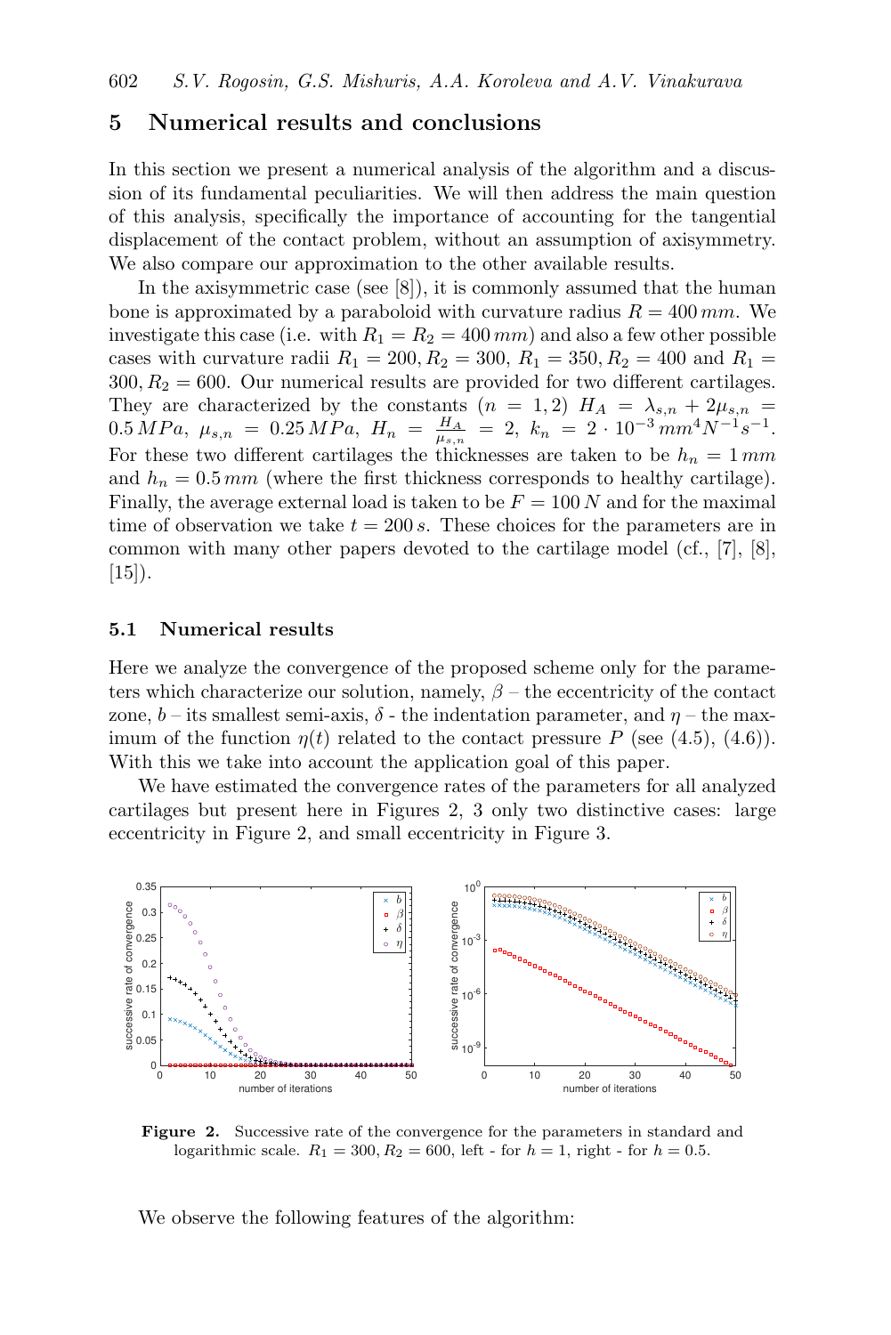## 5 Numerical results and conclusions

In this section we present a numerical analysis of the algorithm and a discussion of its fundamental peculiarities. We will then address the main question of this analysis, specifically the importance of accounting for the tangential displacement of the contact problem, without an assumption of axisymmetry. We also compare our approximation to the other available results.

In the axisymmetric case (see [8]), it is commonly assumed that the human bone is approximated by a paraboloid with curvature radius $R = 400\,mm$. We investigate this case (i.e. with $R_1 = R_2 = 400\,mm$) and also a few other possible cases with curvature radii $R_1 = 200, R_2 = 300,\ R_1 = 350, R_2 = 400$ and $R_1 = 300, R_2 = 600$. Our numerical results are provided for two different cartilages. They are characterized by the constants $(n = 1,2)$ $H_A = \lambda_{s,n} + 2\mu_{s,n} = 0.5\,MPa,\ \mu_{s,n} = 0.25\,MPa,\ H_n = \frac{H_A}{\mu_{s,n}} = 2,\ k_n = 2 \cdot 10^{-3}\,mm^4N^{-1}s^{-1}$. For these two different cartilages the thicknesses are taken to be $h_n = 1\,mm$ and $h_n = 0.5\,mm$ (where the first thickness corresponds to healthy cartilage). Finally, the average external load is taken to be $F = 100\,N$ and for the maximal time of observation we take $t = 200\,s$. These choices for the parameters are in common with many other papers devoted to the cartilage model (cf., [7], [8], [15]).

### 5.1 Numerical results

Here we analyze the convergence of the proposed scheme only for the parameters which characterize our solution, namely, $\beta$ – the eccentricity of the contact zone, $b$ – its smallest semi-axis, $\delta$ - the indentation parameter, and $\eta$ – the maximum of the function $\eta(t)$ related to the contact pressure $P$ (see (4.5), (4.6)). With this we take into account the application goal of this paper.

We have estimated the convergence rates of the parameters for all analyzed cartilages but present here in Figures 2, 3 only two distinctive cases: large eccentricity in Figure 2, and small eccentricity in Figure 3.

**Figure 2.** Successive rate of the convergence for the parameters in standard and logarithmic scale. $R_1 = 300, R_2 = 600$, left - for $h = 1$, right - for $h = 0.5$.

We observe the following features of the algorithm: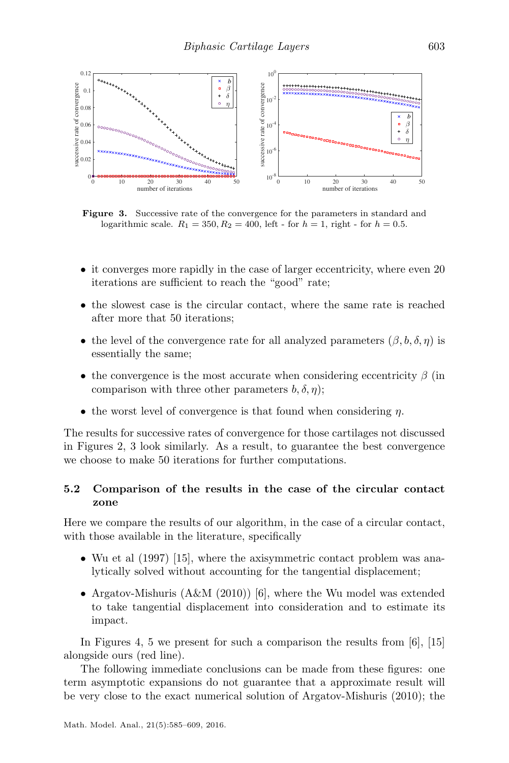**Figure 3.** Successive rate of the convergence for the parameters in standard and logarithmic scale. $R_1 = 350, R_2 = 400$, left - for $h = 1$, right - for $h = 0.5$.

- it converges more rapidly in the case of larger eccentricity, where even 20 iterations are sufficient to reach the "good" rate;
- the slowest case is the circular contact, where the same rate is reached after more that 50 iterations;
- the level of the convergence rate for all analyzed parameters $(\beta, b, \delta, \eta)$ is essentially the same;
- the convergence is the most accurate when considering eccentricity $\beta$ (in comparison with three other parameters $b, \delta, \eta$);
- the worst level of convergence is that found when considering $\eta$.

The results for successive rates of convergence for those cartilages not discussed in Figures 2, 3 look similarly. As a result, to guarantee the best convergence we choose to make 50 iterations for further computations.

### 5.2 Comparison of the results in the case of the circular contact zone

Here we compare the results of our algorithm, in the case of a circular contact, with those available in the literature, specifically

- Wu et al (1997) [15], where the axisymmetric contact problem was analytically solved without accounting for the tangential displacement;
- Argatov-Mishuris (A&M (2010)) [6], where the Wu model was extended to take tangential displacement into consideration and to estimate its impact.

In Figures 4, 5 we present for such a comparison the results from [6], [15] alongside ours (red line).

The following immediate conclusions can be made from these figures: one term asymptotic expansions do not guarantee that a approximate result will be very close to the exact numerical solution of Argatov-Mishuris (2010); the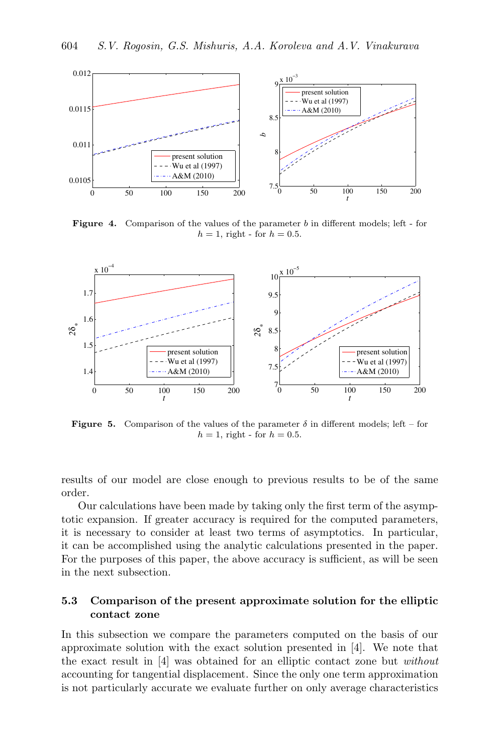**Figure 4.** Comparison of the values of the parameter $b$ in different models; left - for $h = 1$, right - for $h = 0.5$.

**Figure 5.** Comparison of the values of the parameter $\delta$ in different models; left – for $h = 1$, right - for $h = 0.5$.

results of our model are close enough to previous results to be of the same order.

Our calculations have been made by taking only the first term of the asymptotic expansion. If greater accuracy is required for the computed parameters, it is necessary to consider at least two terms of asymptotics. In particular, it can be accomplished using the analytic calculations presented in the paper. For the purposes of this paper, the above accuracy is sufficient, as will be seen in the next subsection.

### 5.3 Comparison of the present approximate solution for the elliptic contact zone

In this subsection we compare the parameters computed on the basis of our approximate solution with the exact solution presented in [4]. We note that the exact result in [4] was obtained for an elliptic contact zone but *without* accounting for tangential displacement. Since the only one term approximation is not particularly accurate we evaluate further on only average characteristics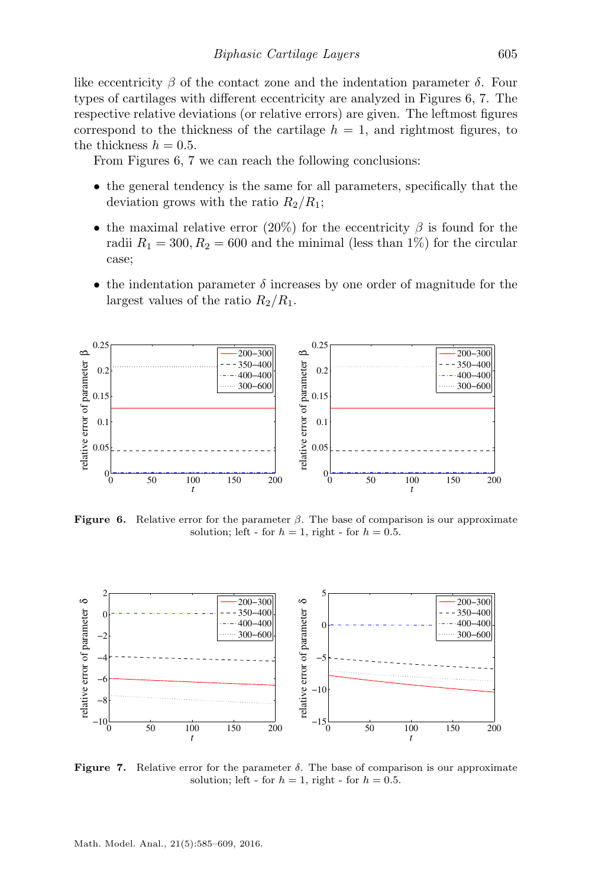like eccentricity $\beta$ of the contact zone and the indentation parameter $\delta$. Four types of cartilages with different eccentricity are analyzed in Figures 6, 7. The respective relative deviations (or relative errors) are given. The leftmost figures correspond to the thickness of the cartilage $h = 1$, and rightmost figures, to the thickness $h = 0.5$.

From Figures 6, 7 we can reach the following conclusions:

- the general tendency is the same for all parameters, specifically that the deviation grows with the ratio $R_2/R_1$;
- the maximal relative error (20%) for the eccentricity $\beta$ is found for the radii $R_1 = 300, R_2 = 600$ and the minimal (less than 1%) for the circular case;
- the indentation parameter $\delta$ increases by one order of magnitude for the largest values of the ratio $R_2/R_1$.

**Figure 6.** Relative error for the parameter $\beta$. The base of comparison is our approximate solution; left - for $h = 1$, right - for $h = 0.5$.

**Figure 7.** Relative error for the parameter $\delta$. The base of comparison is our approximate solution; left - for $h = 1$, right - for $h = 0.5$.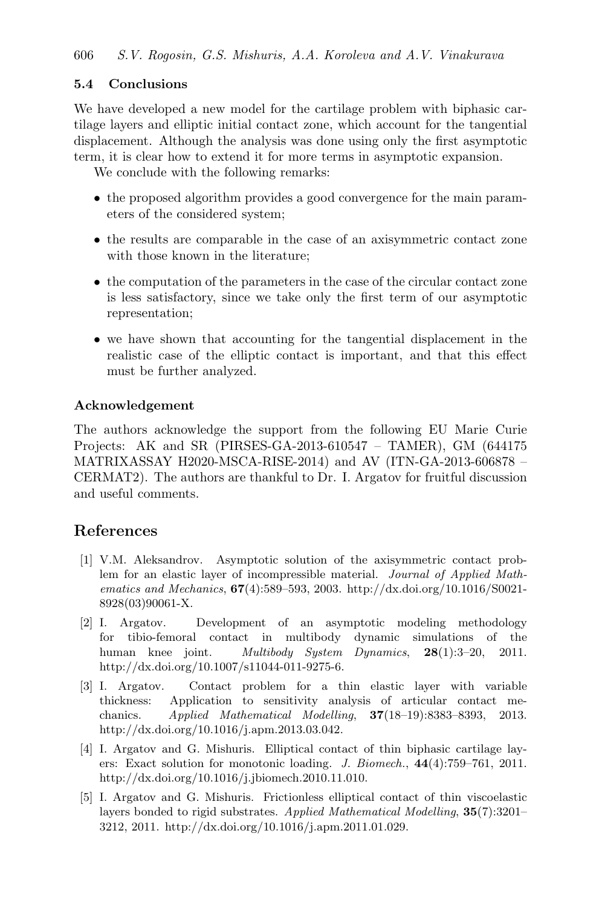### 5.4 Conclusions

We have developed a new model for the cartilage problem with biphasic cartilage layers and elliptic initial contact zone, which account for the tangential displacement. Although the analysis was done using only the first asymptotic term, it is clear how to extend it for more terms in asymptotic expansion.

We conclude with the following remarks:

- the proposed algorithm provides a good convergence for the main parameters of the considered system;
- the results are comparable in the case of an axisymmetric contact zone with those known in the literature;
- the computation of the parameters in the case of the circular contact zone is less satisfactory, since we take only the first term of our asymptotic representation;
- we have shown that accounting for the tangential displacement in the realistic case of the elliptic contact is important, and that this effect must be further analyzed.

#### Acknowledgement

The authors acknowledge the support from the following EU Marie Curie Projects: AK and SR (PIRSES-GA-2013-610547 – TAMER), GM (644175 MATRIXASSAY H2020-MSCA-RISE-2014) and AV (ITN-GA-2013-606878 – CERMAT2). The authors are thankful to Dr. I. Argatov for fruitful discussion and useful comments.

## References

[1] V.M. Aleksandrov. Asymptotic solution of the axisymmetric contact problem for an elastic layer of incompressible material. *Journal of Applied Mathematics and Mechanics*, **67**(4):589–593, 2003. http://dx.doi.org/10.1016/S0021-8928(03)90061-X.

[2] I. Argatov. Development of an asymptotic modeling methodology for tibio-femoral contact in multibody dynamic simulations of the human knee joint. *Multibody System Dynamics*, **28**(1):3–20, 2011. http://dx.doi.org/10.1007/s11044-011-9275-6.

[3] I. Argatov. Contact problem for a thin elastic layer with variable thickness: Application to sensitivity analysis of articular contact mechanics. *Applied Mathematical Modelling*, **37**(18–19):8383–8393, 2013. http://dx.doi.org/10.1016/j.apm.2013.03.042.

[4] I. Argatov and G. Mishuris. Elliptical contact of thin biphasic cartilage layers: Exact solution for monotonic loading. *J. Biomech.*, **44**(4):759–761, 2011. http://dx.doi.org/10.1016/j.jbiomech.2010.11.010.

[5] I. Argatov and G. Mishuris. Frictionless elliptical contact of thin viscoelastic layers bonded to rigid substrates. *Applied Mathematical Modelling*, **35**(7):3201–3212, 2011. http://dx.doi.org/10.1016/j.apm.2011.01.029.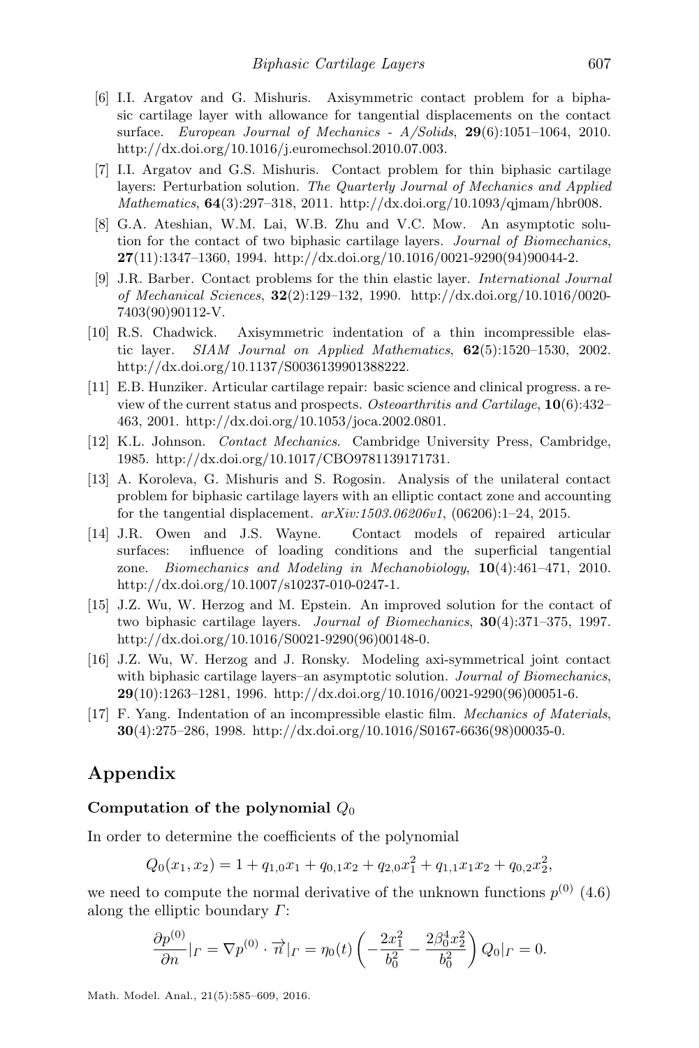[6] I.I. Argatov and G. Mishuris. Axisymmetric contact problem for a biphasic cartilage layer with allowance for tangential displacements on the contact surface. *European Journal of Mechanics - A/Solids*, **29**(6):1051–1064, 2010. http://dx.doi.org/10.1016/j.euromechsol.2010.07.003.

[7] I.I. Argatov and G.S. Mishuris. Contact problem for thin biphasic cartilage layers: Perturbation solution. *The Quarterly Journal of Mechanics and Applied Mathematics*, **64**(3):297–318, 2011. http://dx.doi.org/10.1093/qjmam/hbr008.

[8] G.A. Ateshian, W.M. Lai, W.B. Zhu and V.C. Mow. An asymptotic solution for the contact of two biphasic cartilage layers. *Journal of Biomechanics*, **27**(11):1347–1360, 1994. http://dx.doi.org/10.1016/0021-9290(94)90044-2.

[9] J.R. Barber. Contact problems for the thin elastic layer. *International Journal of Mechanical Sciences*, **32**(2):129–132, 1990. http://dx.doi.org/10.1016/0020-7403(90)90112-V.

[10] R.S. Chadwick. Axisymmetric indentation of a thin incompressible elastic layer. *SIAM Journal on Applied Mathematics*, **62**(5):1520–1530, 2002. http://dx.doi.org/10.1137/S0036139901388222.

[11] E.B. Hunziker. Articular cartilage repair: basic science and clinical progress. a review of the current status and prospects. *Osteoarthritis and Cartilage*, **10**(6):432–463, 2001. http://dx.doi.org/10.1053/joca.2002.0801.

[12] K.L. Johnson. *Contact Mechanics*. Cambridge University Press, Cambridge, 1985. http://dx.doi.org/10.1017/CBO9781139171731.

[13] A. Koroleva, G. Mishuris and S. Rogosin. Analysis of the unilateral contact problem for biphasic cartilage layers with an elliptic contact zone and accounting for the tangential displacement. *arXiv:1503.06206v1*, (06206):1–24, 2015.

[14] J.R. Owen and J.S. Wayne. Contact models of repaired articular surfaces: influence of loading conditions and the superficial tangential zone. *Biomechanics and Modeling in Mechanobiology*, **10**(4):461–471, 2010. http://dx.doi.org/10.1007/s10237-010-0247-1.

[15] J.Z. Wu, W. Herzog and M. Epstein. An improved solution for the contact of two biphasic cartilage layers. *Journal of Biomechanics*, **30**(4):371–375, 1997. http://dx.doi.org/10.1016/S0021-9290(96)00148-0.

[16] J.Z. Wu, W. Herzog and J. Ronsky. Modeling axi-symmetrical joint contact with biphasic cartilage layers–an asymptotic solution. *Journal of Biomechanics*, **29**(10):1263–1281, 1996. http://dx.doi.org/10.1016/0021-9290(96)00051-6.

[17] F. Yang. Indentation of an incompressible elastic film. *Mechanics of Materials*, **30**(4):275–286, 1998. http://dx.doi.org/10.1016/S0167-6636(98)00035-0.

## Appendix

### Computation of the polynomial $Q_0$

In order to determine the coefficients of the polynomial

$$Q_0(x_1, x_2) = 1 + q_{1,0}x_1 + q_{0,1}x_2 + q_{2,0}x_1^2 + q_{1,1}x_1x_2 + q_{0,2}x_2^2,$$

we need to compute the normal derivative of the unknown functions $p^{(0)}$ (4.6) along the elliptic boundary $\Gamma$:

$$\frac{\partial p^{(0)}}{\partial n}|_\Gamma = \nabla p^{(0)} \cdot \overrightarrow{n}|_\Gamma = \eta_0(t)\left(-\frac{2x_1^2}{b_0^2} - \frac{2\beta_0^4 x_2^2}{b_0^2}\right) Q_0|_\Gamma = 0.$$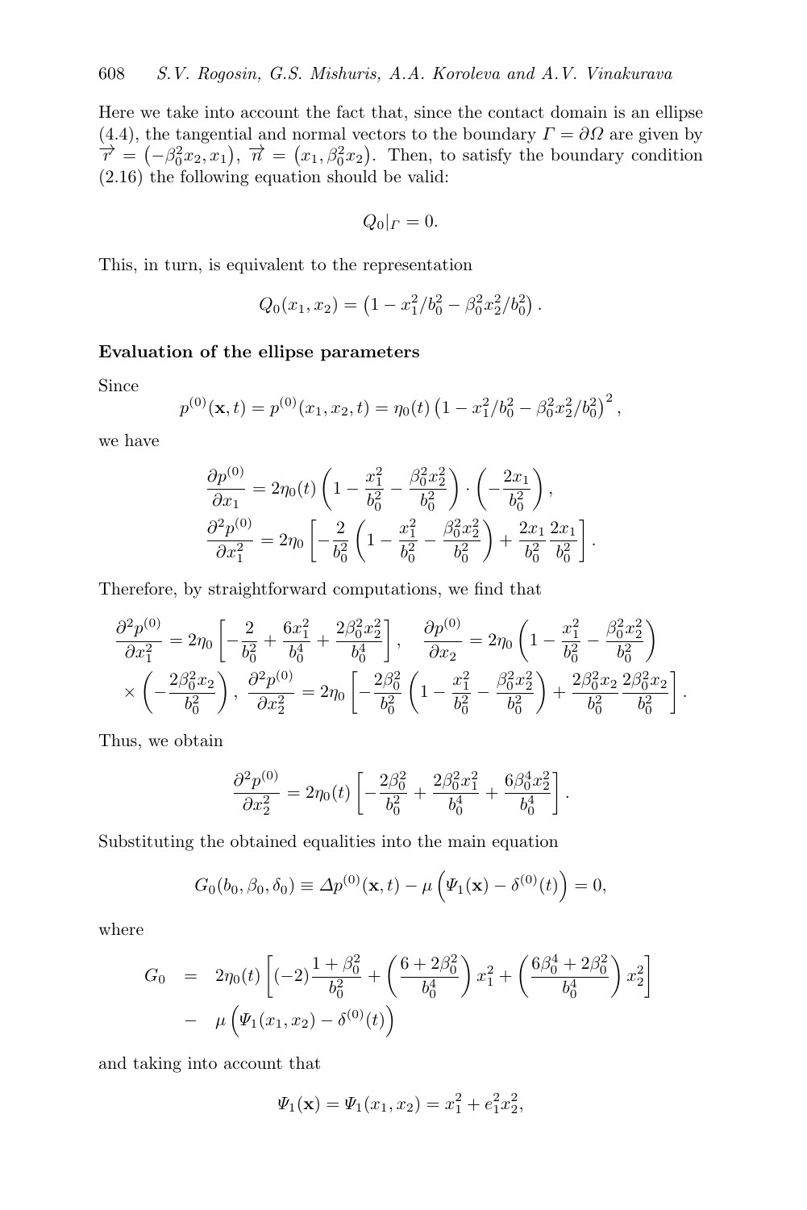Here we take into account the fact that, since the contact domain is an ellipse (4.4), the tangential and normal vectors to the boundary $\varGamma = \partial\varOmega$ are given by $\overrightarrow{\tau} = \left(-\beta_0^2 x_2, x_1\right)$, $\overrightarrow{n} = \left(x_1, \beta_0^2 x_2\right)$. Then, to satisfy the boundary condition (2.16) the following equation should be valid:

$$Q_0|_{\varGamma} = 0.$$

This, in turn, is equivalent to the representation

$$Q_0(x_1, x_2) = \left(1 - x_1^2/b_0^2 - \beta_0^2 x_2^2/b_0^2\right).$$

**Evaluation of the ellipse parameters**

Since

$$p^{(0)}(\mathbf{x}, t) = p^{(0)}(x_1, x_2, t) = \eta_0(t)\left(1 - x_1^2/b_0^2 - \beta_0^2 x_2^2/b_0^2\right)^2,$$

we have

$$\frac{\partial p^{(0)}}{\partial x_1} = 2\eta_0(t)\left(1 - \frac{x_1^2}{b_0^2} - \frac{\beta_0^2 x_2^2}{b_0^2}\right)\cdot\left(-\frac{2x_1}{b_0^2}\right),$$
$$\frac{\partial^2 p^{(0)}}{\partial x_1^2} = 2\eta_0\left[-\frac{2}{b_0^2}\left(1 - \frac{x_1^2}{b_0^2} - \frac{\beta_0^2 x_2^2}{b_0^2}\right) + \frac{2x_1}{b_0^2}\frac{2x_1}{b_0^2}\right].$$

Therefore, by straightforward computations, we find that

$$\frac{\partial^2 p^{(0)}}{\partial x_1^2} = 2\eta_0\left[-\frac{2}{b_0^2} + \frac{6x_1^2}{b_0^4} + \frac{2\beta_0^2 x_2^2}{b_0^4}\right], \quad \frac{\partial p^{(0)}}{\partial x_2} = 2\eta_0\left(1 - \frac{x_1^2}{b_0^2} - \frac{\beta_0^2 x_2^2}{b_0^2}\right)$$
$$\times\left(-\frac{2\beta_0^2 x_2}{b_0^2}\right), \; \frac{\partial^2 p^{(0)}}{\partial x_2^2} = 2\eta_0\left[-\frac{2\beta_0^2}{b_0^2}\left(1 - \frac{x_1^2}{b_0^2} - \frac{\beta_0^2 x_2^2}{b_0^2}\right) + \frac{2\beta_0^2 x_2}{b_0^2}\frac{2\beta_0^2 x_2}{b_0^2}\right].$$

Thus, we obtain

$$\frac{\partial^2 p^{(0)}}{\partial x_2^2} = 2\eta_0(t)\left[-\frac{2\beta_0^2}{b_0^2} + \frac{2\beta_0^2 x_1^2}{b_0^4} + \frac{6\beta_0^4 x_2^2}{b_0^4}\right].$$

Substituting the obtained equalities into the main equation

$$G_0(b_0, \beta_0, \delta_0) \equiv \varDelta p^{(0)}(\mathbf{x}, t) - \mu\left(\varPsi_1(\mathbf{x}) - \delta^{(0)}(t)\right) = 0,$$

where

$$\begin{aligned} G_0 &= 2\eta_0(t)\left[(-2)\frac{1+\beta_0^2}{b_0^2} + \left(\frac{6+2\beta_0^2}{b_0^4}\right)x_1^2 + \left(\frac{6\beta_0^4 + 2\beta_0^2}{b_0^4}\right)x_2^2\right] \\ &- \mu\left(\varPsi_1(x_1, x_2) - \delta^{(0)}(t)\right) \end{aligned}$$

and taking into account that

$$\varPsi_1(\mathbf{x}) = \varPsi_1(x_1, x_2) = x_1^2 + e_1^2 x_2^2,$$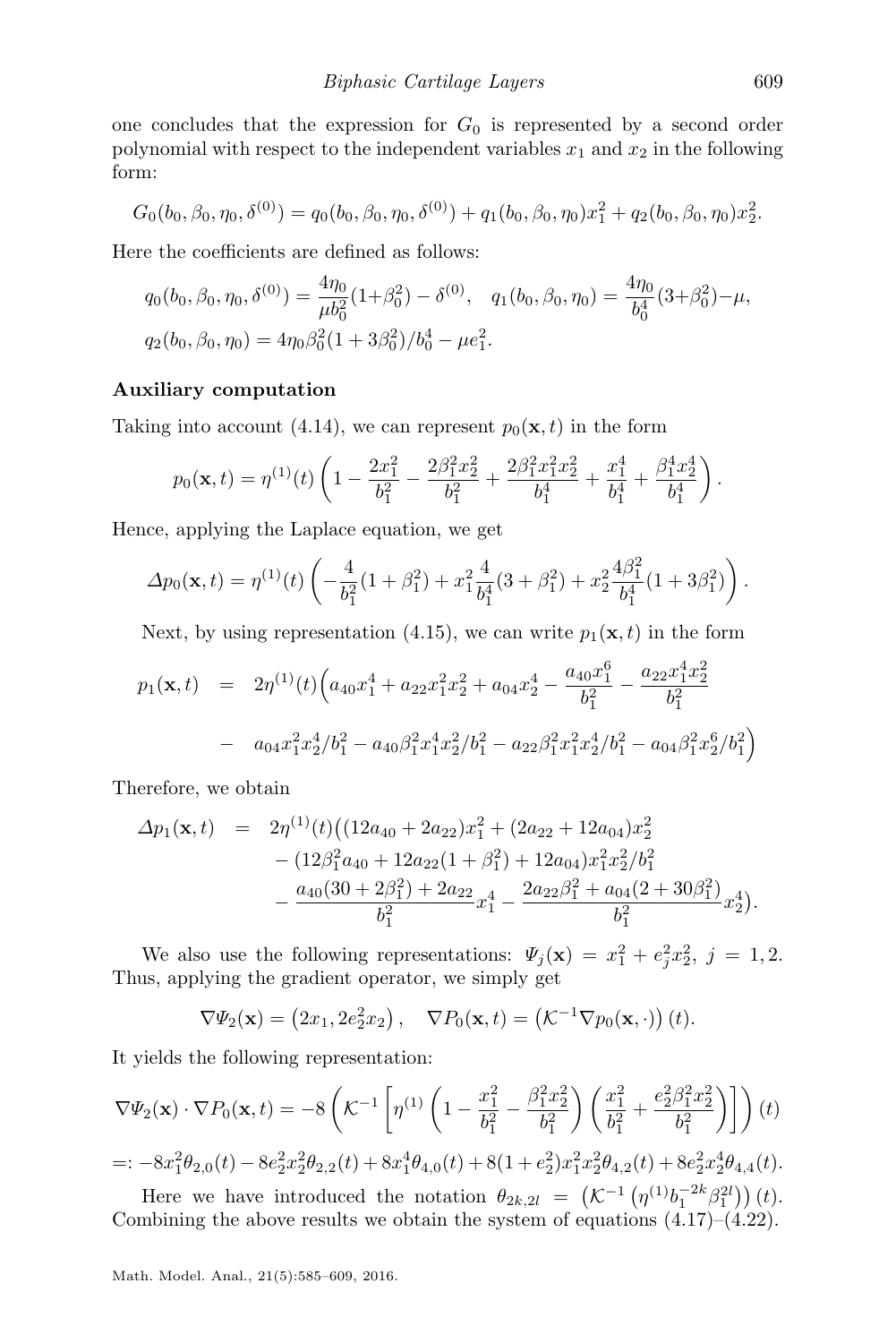one concludes that the expression for $G_0$ is represented by a second order polynomial with respect to the independent variables $x_1$ and $x_2$ in the following form:

$$G_0(b_0, \beta_0, \eta_0, \delta^{(0)}) = q_0(b_0, \beta_0, \eta_0, \delta^{(0)}) + q_1(b_0, \beta_0, \eta_0)x_1^2 + q_2(b_0, \beta_0, \eta_0)x_2^2.$$

Here the coefficients are defined as follows:

$$q_0(b_0, \beta_0, \eta_0, \delta^{(0)}) = \frac{4\eta_0}{\mu b_0^2}(1+\beta_0^2) - \delta^{(0)}, \quad q_1(b_0, \beta_0, \eta_0) = \frac{4\eta_0}{b_0^4}(3+\beta_0^2) - \mu,$$
$$q_2(b_0, \beta_0, \eta_0) = 4\eta_0\beta_0^2(1+3\beta_0^2)/b_0^4 - \mu e_1^2.$$

**Auxiliary computation**

Taking into account (4.14), we can represent $p_0(\mathbf{x}, t)$ in the form

$$p_0(\mathbf{x}, t) = \eta^{(1)}(t)\left(1 - \frac{2x_1^2}{b_1^2} - \frac{2\beta_1^2 x_2^2}{b_1^2} + \frac{2\beta_1^2 x_1^2 x_2^2}{b_1^4} + \frac{x_1^4}{b_1^4} + \frac{\beta_1^4 x_2^4}{b_1^4}\right).$$

Hence, applying the Laplace equation, we get

$$\Delta p_0(\mathbf{x}, t) = \eta^{(1)}(t)\left(-\frac{4}{b_1^2}(1+\beta_1^2) + x_1^2\frac{4}{b_1^4}(3+\beta_1^2) + x_2^2\frac{4\beta_1^2}{b_1^4}(1+3\beta_1^2)\right).$$

Next, by using representation (4.15), we can write $p_1(\mathbf{x}, t)$ in the form

$$\begin{aligned} p_1(\mathbf{x}, t) \;&=\; 2\eta^{(1)}(t)\Big(a_{40}x_1^4 + a_{22}x_1^2x_2^2 + a_{04}x_2^4 - \frac{a_{40}x_1^6}{b_1^2} - \frac{a_{22}x_1^4x_2^2}{b_1^2} \\ &-\; a_{04}x_1^2x_2^4/b_1^2 - a_{40}\beta_1^2x_1^4x_2^2/b_1^2 - a_{22}\beta_1^2x_1^2x_2^4/b_1^2 - a_{04}\beta_1^2x_2^6/b_1^2\Big) \end{aligned}$$

Therefore, we obtain

$$\begin{aligned} \Delta p_1(\mathbf{x}, t) \;&=\; 2\eta^{(1)}(t)\big((12a_{40} + 2a_{22})x_1^2 + (2a_{22} + 12a_{04})x_2^2 \\ &- (12\beta_1^2 a_{40} + 12a_{22}(1+\beta_1^2) + 12a_{04})x_1^2x_2^2/b_1^2 \\ &- \frac{a_{40}(30 + 2\beta_1^2) + 2a_{22}}{b_1^2}x_1^4 - \frac{2a_{22}\beta_1^2 + a_{04}(2 + 30\beta_1^2)}{b_1^2}x_2^4\big). \end{aligned}$$

We also use the following representations: $\Psi_j(\mathbf{x}) = x_1^2 + e_j^2 x_2^2$, $j = 1, 2$. Thus, applying the gradient operator, we simply get

$$\nabla\Psi_2(\mathbf{x}) = \left(2x_1, 2e_2^2 x_2\right), \quad \nabla P_0(\mathbf{x}, t) = \left(\mathcal{K}^{-1}\nabla p_0(\mathbf{x}, \cdot)\right)(t).$$

It yields the following representation:

$$\nabla\Psi_2(\mathbf{x}) \cdot \nabla P_0(\mathbf{x}, t) = -8\left(\mathcal{K}^{-1}\left[\eta^{(1)}\left(1 - \frac{x_1^2}{b_1^2} - \frac{\beta_1^2 x_2^2}{b_1^2}\right)\left(\frac{x_1^2}{b_1^2} + \frac{e_2^2\beta_1^2 x_2^2}{b_1^2}\right)\right]\right)(t)$$

$$=: -8x_1^2\theta_{2,0}(t) - 8e_2^2x_2^2\theta_{2,2}(t) + 8x_1^4\theta_{4,0}(t) + 8(1+e_2^2)x_1^2x_2^2\theta_{4,2}(t) + 8e_2^2x_2^4\theta_{4,4}(t).$$

Here we have introduced the notation $\theta_{2k,2l} = \left(\mathcal{K}^{-1}\left(\eta^{(1)}b_1^{-2k}\beta_1^{2l}\right)\right)(t)$. Combining the above results we obtain the system of equations (4.17)–(4.22).